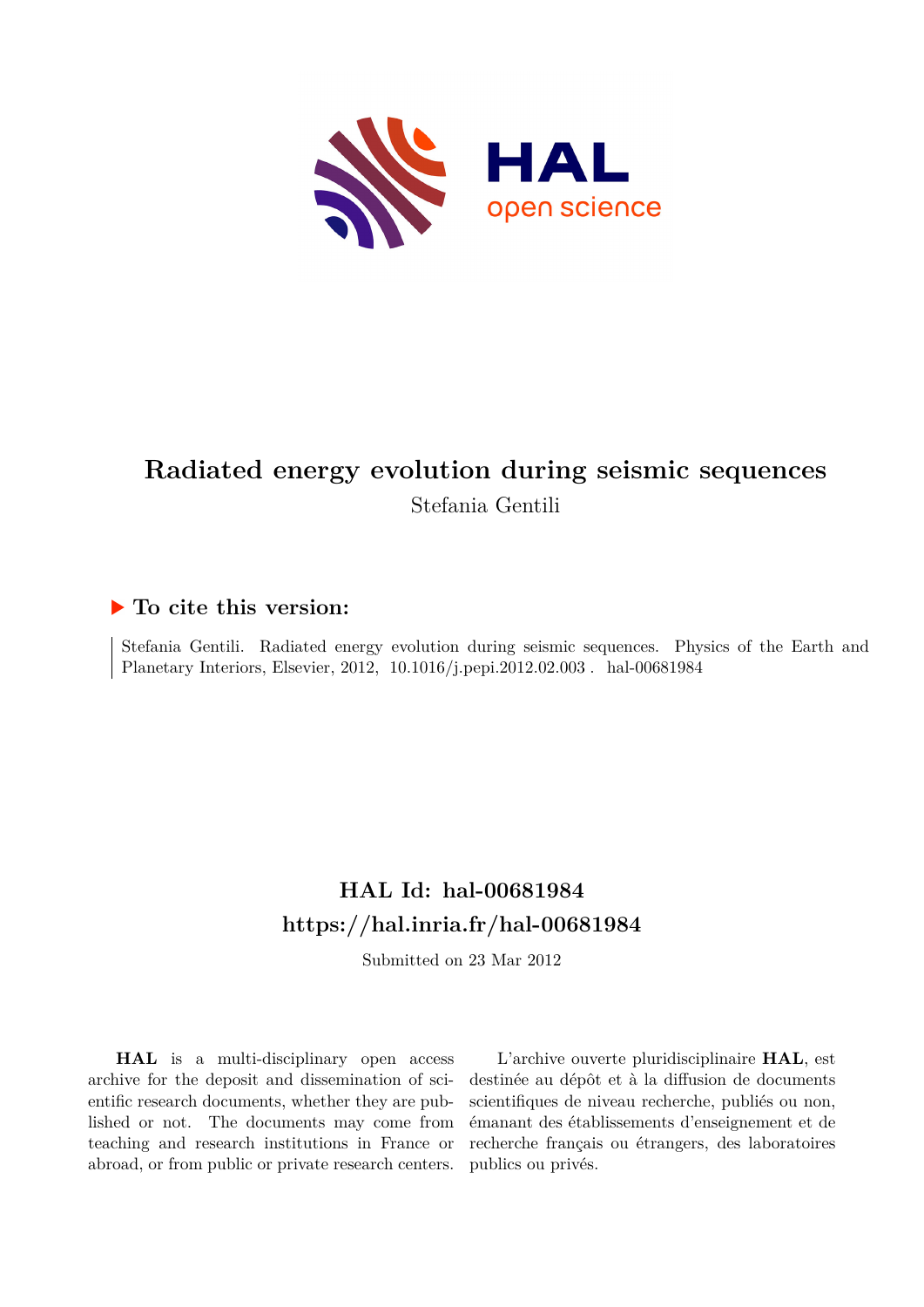# Radiated energy evolution during seismic sequences

Stefania Gentili

## ▶ To cite this version:

Stefania Gentili. Radiated energy evolution during seismic sequences. Physics of the Earth and Planetary Interiors, Elsevier, 2012, 10.1016/j.pepi.2012.02.003 . hal-00681984

## HAL Id: hal-00681984
## https://hal.inria.fr/hal-00681984

Submitted on 23 Mar 2012

**HAL** is a multi-disciplinary open access archive for the deposit and dissemination of scientific research documents, whether they are published or not. The documents may come from teaching and research institutions in France or abroad, or from public or private research centers.

L'archive ouverte pluridisciplinaire **HAL**, est destinée au dépôt et à la diffusion de documents scientifiques de niveau recherche, publiés ou non, émanant des établissements d'enseignement et de recherche français ou étrangers, des laboratoires publics ou privés.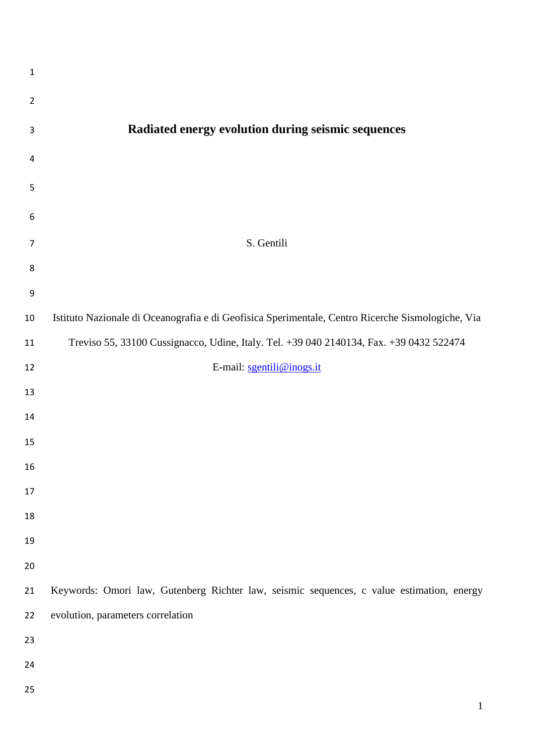# Radiated energy evolution during seismic sequences

S. Gentili

Istituto Nazionale di Oceanografia e di Geofisica Sperimentale, Centro Ricerche Sismologiche, Via Treviso 55, 33100 Cussignacco, Udine, Italy. Tel. +39 040 2140134, Fax. +39 0432 522474

E-mail: sgentili@inogs.it

Keywords: Omori law, Gutenberg Richter law, seismic sequences, c value estimation, energy evolution, parameters correlation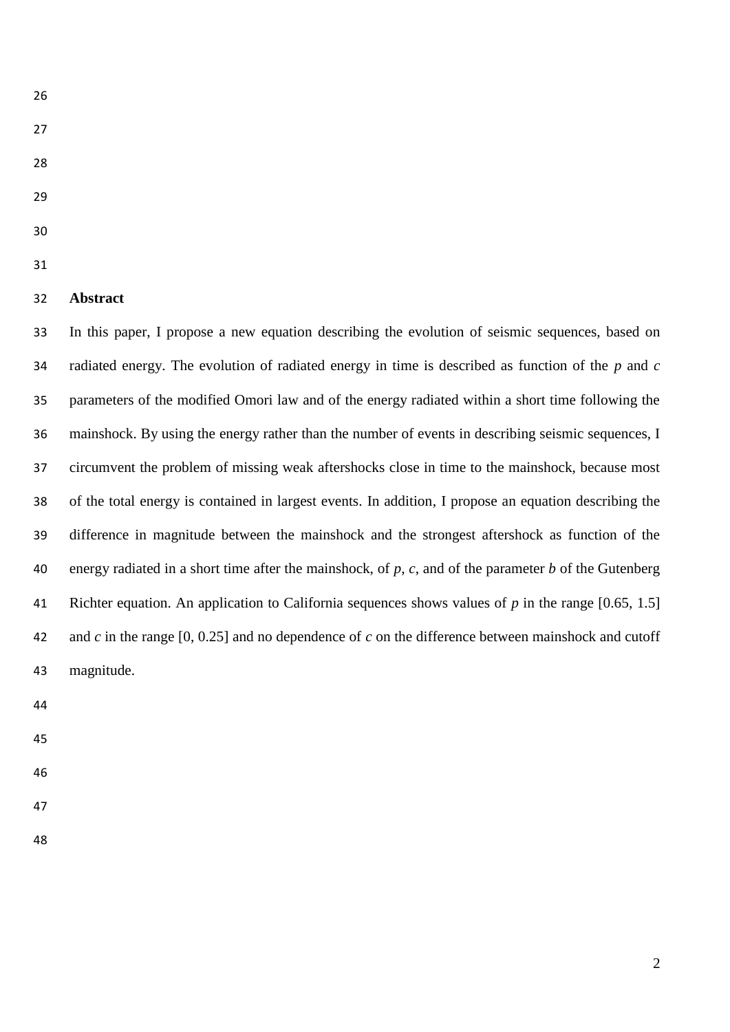## Abstract

In this paper, I propose a new equation describing the evolution of seismic sequences, based on radiated energy. The evolution of radiated energy in time is described as function of the $p$ and $c$ parameters of the modified Omori law and of the energy radiated within a short time following the mainshock. By using the energy rather than the number of events in describing seismic sequences, I circumvent the problem of missing weak aftershocks close in time to the mainshock, because most of the total energy is contained in largest events. In addition, I propose an equation describing the difference in magnitude between the mainshock and the strongest aftershock as function of the energy radiated in a short time after the mainshock, of $p$, $c$, and of the parameter $b$ of the Gutenberg Richter equation. An application to California sequences shows values of $p$ in the range [0.65, 1.5] and $c$ in the range [0, 0.25] and no dependence of $c$ on the difference between mainshock and cutoff magnitude.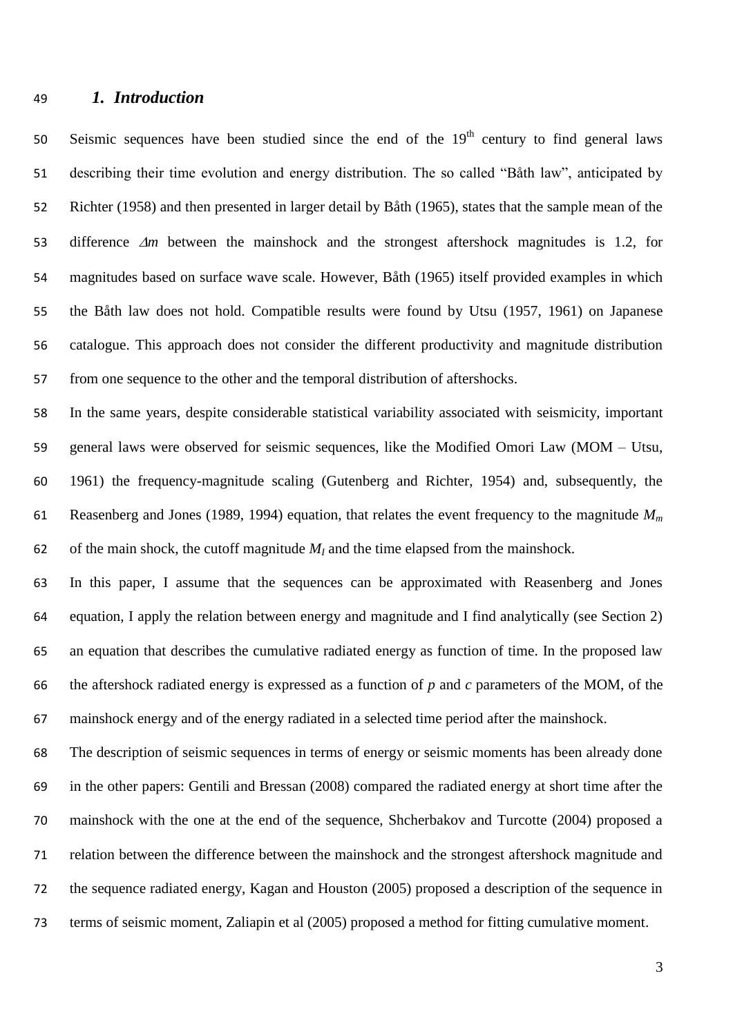## *1. Introduction*

Seismic sequences have been studied since the end of the $19^{th}$ century to find general laws describing their time evolution and energy distribution. The so called "Båth law", anticipated by Richter (1958) and then presented in larger detail by Båth (1965), states that the sample mean of the difference $\Delta m$ between the mainshock and the strongest aftershock magnitudes is 1.2, for magnitudes based on surface wave scale. However, Båth (1965) itself provided examples in which the Båth law does not hold. Compatible results were found by Utsu (1957, 1961) on Japanese catalogue. This approach does not consider the different productivity and magnitude distribution from one sequence to the other and the temporal distribution of aftershocks.

In the same years, despite considerable statistical variability associated with seismicity, important general laws were observed for seismic sequences, like the Modified Omori Law (MOM – Utsu, 1961) the frequency-magnitude scaling (Gutenberg and Richter, 1954) and, subsequently, the Reasenberg and Jones (1989, 1994) equation, that relates the event frequency to the magnitude $M_m$ of the main shock, the cutoff magnitude $M_I$ and the time elapsed from the mainshock.

In this paper, I assume that the sequences can be approximated with Reasenberg and Jones equation, I apply the relation between energy and magnitude and I find analytically (see Section 2) an equation that describes the cumulative radiated energy as function of time. In the proposed law the aftershock radiated energy is expressed as a function of $p$ and $c$ parameters of the MOM, of the mainshock energy and of the energy radiated in a selected time period after the mainshock.

The description of seismic sequences in terms of energy or seismic moments has been already done in the other papers: Gentili and Bressan (2008) compared the radiated energy at short time after the mainshock with the one at the end of the sequence, Shcherbakov and Turcotte (2004) proposed a relation between the difference between the mainshock and the strongest aftershock magnitude and the sequence radiated energy, Kagan and Houston (2005) proposed a description of the sequence in terms of seismic moment, Zaliapin et al (2005) proposed a method for fitting cumulative moment.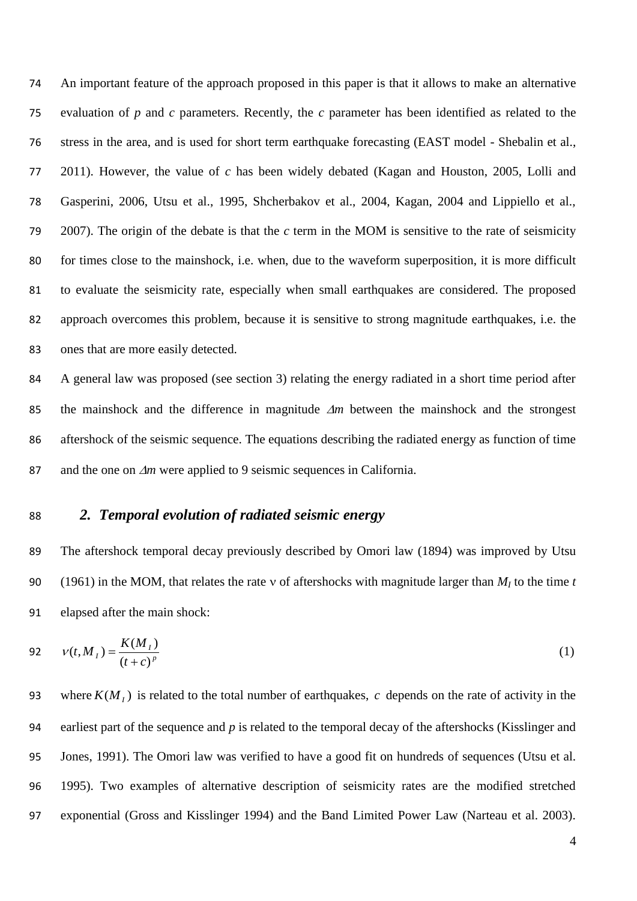An important feature of the approach proposed in this paper is that it allows to make an alternative evaluation of $p$ and $c$ parameters. Recently, the $c$ parameter has been identified as related to the stress in the area, and is used for short term earthquake forecasting (EAST model - Shebalin et al., 2011). However, the value of $c$ has been widely debated (Kagan and Houston, 2005, Lolli and Gasperini, 2006, Utsu et al., 1995, Shcherbakov et al., 2004, Kagan, 2004 and Lippiello et al., 2007). The origin of the debate is that the $c$ term in the MOM is sensitive to the rate of seismicity for times close to the mainshock, i.e. when, due to the waveform superposition, it is more difficult to evaluate the seismicity rate, especially when small earthquakes are considered. The proposed approach overcomes this problem, because it is sensitive to strong magnitude earthquakes, i.e. the ones that are more easily detected.

A general law was proposed (see section 3) relating the energy radiated in a short time period after the mainshock and the difference in magnitude $\Delta m$ between the mainshock and the strongest aftershock of the seismic sequence. The equations describing the radiated energy as function of time and the one on $\Delta m$ were applied to 9 seismic sequences in California.

## 2. Temporal evolution of radiated seismic energy

The aftershock temporal decay previously described by Omori law (1894) was improved by Utsu (1961) in the MOM, that relates the rate $\nu$ of aftershocks with magnitude larger than $M_I$ to the time $t$ elapsed after the main shock:

$$\nu(t, M_I) = \frac{K(M_I)}{(t+c)^p} \tag{1}$$

where $K(M_I)$ is related to the total number of earthquakes, $c$ depends on the rate of activity in the earliest part of the sequence and $p$ is related to the temporal decay of the aftershocks (Kisslinger and Jones, 1991). The Omori law was verified to have a good fit on hundreds of sequences (Utsu et al. 1995). Two examples of alternative description of seismicity rates are the modified stretched exponential (Gross and Kisslinger 1994) and the Band Limited Power Law (Narteau et al. 2003).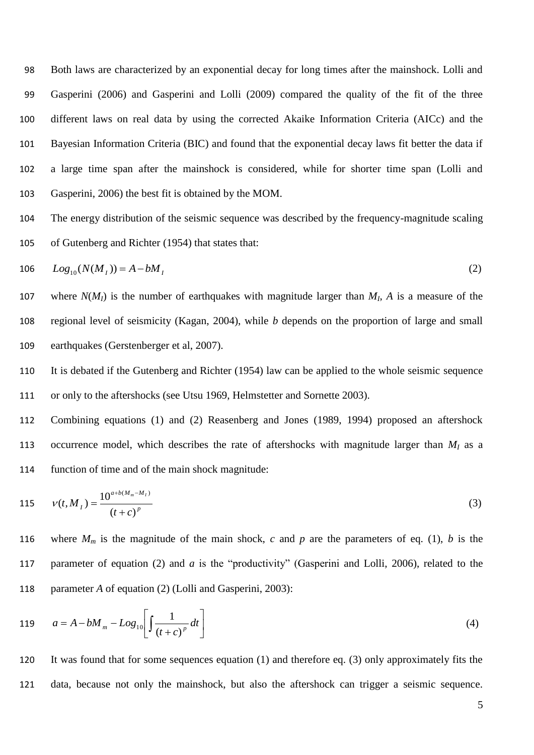Both laws are characterized by an exponential decay for long times after the mainshock. Lolli and Gasperini (2006) and Gasperini and Lolli (2009) compared the quality of the fit of the three different laws on real data by using the corrected Akaike Information Criteria (AICc) and the Bayesian Information Criteria (BIC) and found that the exponential decay laws fit better the data if a large time span after the mainshock is considered, while for shorter time span (Lolli and Gasperini, 2006) the best fit is obtained by the MOM.

The energy distribution of the seismic sequence was described by the frequency-magnitude scaling of Gutenberg and Richter (1954) that states that:

$$Log_{10}(N(M_I)) = A - bM_I \tag{2}$$

where $N(M_I)$ is the number of earthquakes with magnitude larger than $M_I$, $A$ is a measure of the regional level of seismicity (Kagan, 2004), while $b$ depends on the proportion of large and small earthquakes (Gerstenberger et al, 2007).

It is debated if the Gutenberg and Richter (1954) law can be applied to the whole seismic sequence or only to the aftershocks (see Utsu 1969, Helmstetter and Sornette 2003).

Combining equations (1) and (2) Reasenberg and Jones (1989, 1994) proposed an aftershock occurrence model, which describes the rate of aftershocks with magnitude larger than $M_I$ as a function of time and of the main shock magnitude:

$$\nu(t, M_I) = \frac{10^{a+b(M_m - M_I)}}{(t+c)^p} \tag{3}$$

where $M_m$ is the magnitude of the main shock, $c$ and $p$ are the parameters of eq. (1), $b$ is the parameter of equation (2) and $a$ is the "productivity" (Gasperini and Lolli, 2006), related to the parameter $A$ of equation (2) (Lolli and Gasperini, 2003):

$$a = A - bM_m - Log_{10}\left[\int \frac{1}{(t+c)^p} dt\right] \tag{4}$$

It was found that for some sequences equation (1) and therefore eq. (3) only approximately fits the data, because not only the mainshock, but also the aftershock can trigger a seismic sequence.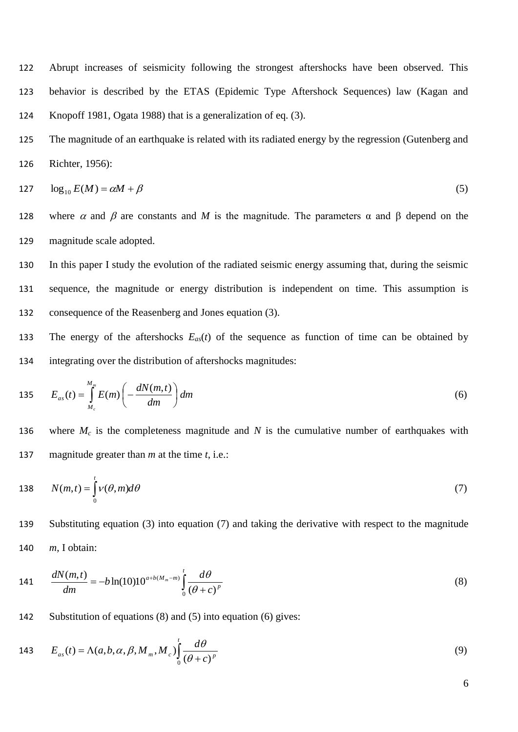Abrupt increases of seismicity following the strongest aftershocks have been observed. This behavior is described by the ETAS (Epidemic Type Aftershock Sequences) law (Kagan and Knopoff 1981, Ogata 1988) that is a generalization of eq. (3).

The magnitude of an earthquake is related with its radiated energy by the regression (Gutenberg and Richter, 1956):

$$\log_{10} E(M) = \alpha M + \beta \tag{5}$$

where $\alpha$ and $\beta$ are constants and $M$ is the magnitude. The parameters α and β depend on the magnitude scale adopted.

In this paper I study the evolution of the radiated seismic energy assuming that, during the seismic sequence, the magnitude or energy distribution is independent on time. This assumption is consequence of the Reasenberg and Jones equation (3).

The energy of the aftershocks $E_{as}(t)$ of the sequence as function of time can be obtained by integrating over the distribution of aftershocks magnitudes:

$$E_{as}(t) = \int_{M_c}^{M_m} E(m)\left(-\frac{dN(m,t)}{dm}\right) dm \tag{6}$$

where $M_c$ is the completeness magnitude and $N$ is the cumulative number of earthquakes with magnitude greater than $m$ at the time $t$, i.e.:

$$N(m,t) = \int_0^t \nu(\theta, m) d\theta \tag{7}$$

Substituting equation (3) into equation (7) and taking the derivative with respect to the magnitude $m$, I obtain:

$$\frac{dN(m,t)}{dm} = -b\ln(10)10^{a+b(M_m-m)}\int_0^t \frac{d\theta}{(\theta+c)^p} \tag{8}$$

Substitution of equations (8) and (5) into equation (6) gives:

$$E_{as}(t) = \Lambda(a,b,\alpha,\beta,M_m,M_c)\int_0^t \frac{d\theta}{(\theta+c)^p} \tag{9}$$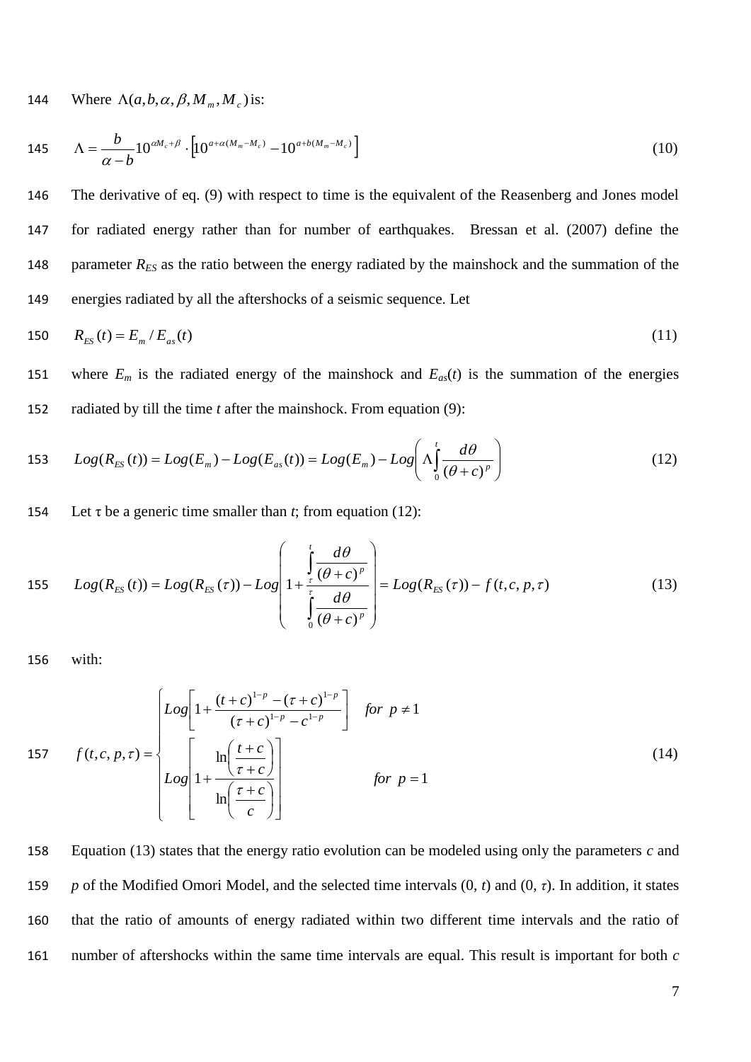Where $\Lambda(a,b,\alpha,\beta,M_m,M_c)$ is:

$$\Lambda = \frac{b}{\alpha - b} 10^{\alpha M_c + \beta} \cdot \left[ 10^{a+\alpha(M_m - M_c)} - 10^{a+b(M_m - M_c)} \right] \tag{10}$$

The derivative of eq. (9) with respect to time is the equivalent of the Reasenberg and Jones model for radiated energy rather than for number of earthquakes. Bressan et al. (2007) define the parameter $R_{ES}$ as the ratio between the energy radiated by the mainshock and the summation of the energies radiated by all the aftershocks of a seismic sequence. Let

$$R_{ES}(t) = E_m / E_{as}(t) \tag{11}$$

where $E_m$ is the radiated energy of the mainshock and $E_{as}(t)$ is the summation of the energies radiated by till the time $t$ after the mainshock. From equation (9):

$$Log(R_{ES}(t)) = Log(E_m) - Log(E_{as}(t)) = Log(E_m) - Log\left( \Lambda \int_0^t \frac{d\theta}{(\theta + c)^p} \right) \tag{12}$$

Let $\tau$ be a generic time smaller than $t$; from equation (12):

$$Log(R_{ES}(t)) = Log(R_{ES}(\tau)) - Log\left( 1 + \frac{\int_\tau^t \frac{d\theta}{(\theta + c)^p}}{\int_0^\tau \frac{d\theta}{(\theta + c)^p}} \right) = Log(R_{ES}(\tau)) - f(t,c,p,\tau) \tag{13}$$

with:

$$f(t,c,p,\tau) = \begin{cases} Log\left[ 1 + \dfrac{(t+c)^{1-p} - (\tau + c)^{1-p}}{(\tau + c)^{1-p} - c^{1-p}} \right] & for \;\; p \neq 1 \\ Log\left[ 1 + \dfrac{\ln\left( \dfrac{t+c}{\tau + c} \right)}{\ln\left( \dfrac{\tau + c}{c} \right)} \right] & for \;\; p = 1 \end{cases} \tag{14}$$

Equation (13) states that the energy ratio evolution can be modeled using only the parameters $c$ and $p$ of the Modified Omori Model, and the selected time intervals $(0, t)$ and $(0, \tau)$. In addition, it states that the ratio of amounts of energy radiated within two different time intervals and the ratio of number of aftershocks within the same time intervals are equal. This result is important for both $c$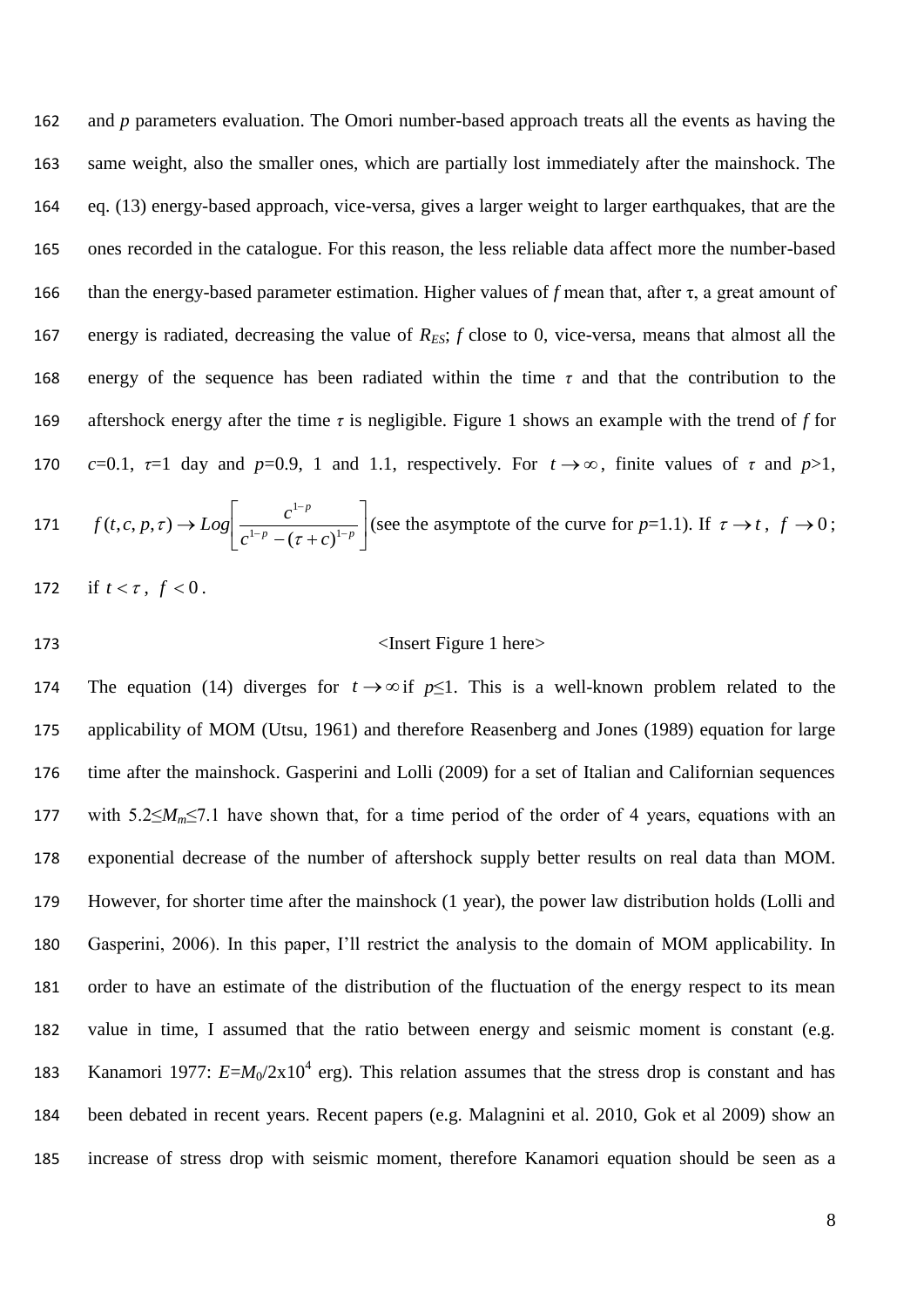and $p$ parameters evaluation. The Omori number-based approach treats all the events as having the same weight, also the smaller ones, which are partially lost immediately after the mainshock. The eq. (13) energy-based approach, vice-versa, gives a larger weight to larger earthquakes, that are the ones recorded in the catalogue. For this reason, the less reliable data affect more the number-based than the energy-based parameter estimation. Higher values of $f$ mean that, after $\tau$, a great amount of energy is radiated, decreasing the value of $R_{ES}$; $f$ close to 0, vice-versa, means that almost all the energy of the sequence has been radiated within the time $\tau$ and that the contribution to the aftershock energy after the time $\tau$ is negligible. Figure 1 shows an example with the trend of $f$ for $c$=0.1, $\tau$=1 day and $p$=0.9, 1 and 1.1, respectively. For $t \to \infty$, finite values of $\tau$ and $p$>1, $f(t,c,p,\tau) \to Log\left[\frac{c^{1-p}}{c^{1-p}-(\tau+c)^{1-p}}\right]$ (see the asymptote of the curve for $p$=1.1). If $\tau \to t$, $f \to 0$; if $t < \tau$, $f < 0$.

<Insert Figure 1 here>

The equation (14) diverges for $t \to \infty$ if $p \leq 1$. This is a well-known problem related to the applicability of MOM (Utsu, 1961) and therefore Reasenberg and Jones (1989) equation for large time after the mainshock. Gasperini and Lolli (2009) for a set of Italian and Californian sequences with $5.2 \leq M_m \leq 7.1$ have shown that, for a time period of the order of 4 years, equations with an exponential decrease of the number of aftershock supply better results on real data than MOM. However, for shorter time after the mainshock (1 year), the power law distribution holds (Lolli and Gasperini, 2006). In this paper, I'll restrict the analysis to the domain of MOM applicability. In order to have an estimate of the distribution of the fluctuation of the energy respect to its mean value in time, I assumed that the ratio between energy and seismic moment is constant (e.g. Kanamori 1977: $E=M_0/2\text{x}10^4$ erg). This relation assumes that the stress drop is constant and has been debated in recent years. Recent papers (e.g. Malagnini et al. 2010, Gok et al 2009) show an increase of stress drop with seismic moment, therefore Kanamori equation should be seen as a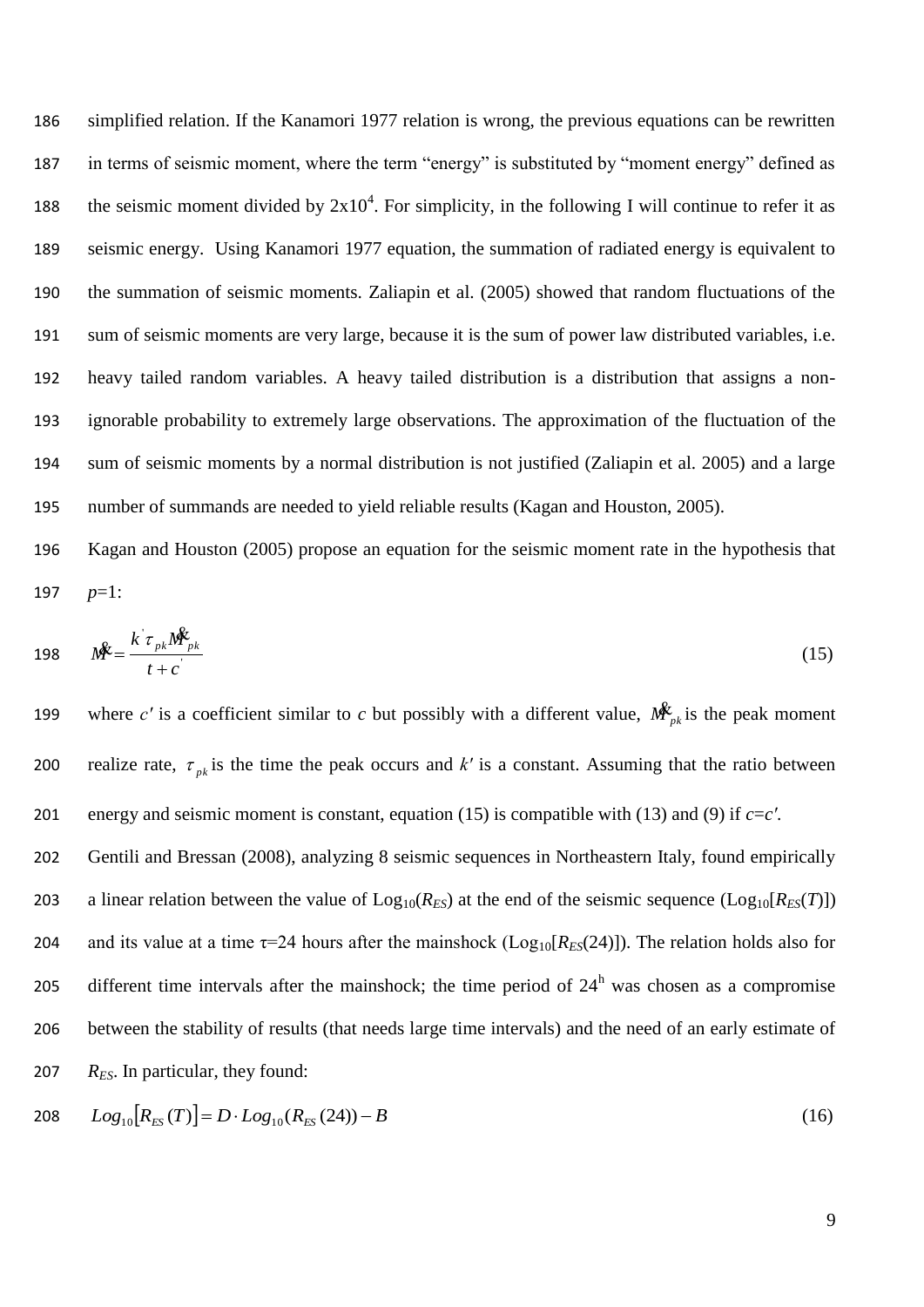simplified relation. If the Kanamori 1977 relation is wrong, the previous equations can be rewritten in terms of seismic moment, where the term "energy" is substituted by "moment energy" defined as the seismic moment divided by $2x10^4$. For simplicity, in the following I will continue to refer it as seismic energy. Using Kanamori 1977 equation, the summation of radiated energy is equivalent to the summation of seismic moments. Zaliapin et al. (2005) showed that random fluctuations of the sum of seismic moments are very large, because it is the sum of power law distributed variables, i.e. heavy tailed random variables. A heavy tailed distribution is a distribution that assigns a non-ignorable probability to extremely large observations. The approximation of the fluctuation of the sum of seismic moments by a normal distribution is not justified (Zaliapin et al. 2005) and a large number of summands are needed to yield reliable results (Kagan and Houston, 2005).

Kagan and Houston (2005) propose an equation for the seismic moment rate in the hypothesis that $p$=1:

$$\dot{M} = \frac{k' \tau_{pk} \dot{M}_{pk}}{t + c'} \tag{15}$$

where $c'$ is a coefficient similar to $c$ but possibly with a different value, $\dot{M}_{pk}$ is the peak moment realize rate, $\tau_{pk}$ is the time the peak occurs and $k'$ is a constant. Assuming that the ratio between energy and seismic moment is constant, equation (15) is compatible with (13) and (9) if $c=c'$.

Gentili and Bressan (2008), analyzing 8 seismic sequences in Northeastern Italy, found empirically a linear relation between the value of $\mathrm{Log}_{10}(R_{ES})$ at the end of the seismic sequence ($\mathrm{Log}_{10}[R_{ES}(T)]$) and its value at a time τ=24 hours after the mainshock ($\mathrm{Log}_{10}[R_{ES}(24)]$). The relation holds also for different time intervals after the mainshock; the time period of $24^h$ was chosen as a compromise between the stability of results (that needs large time intervals) and the need of an early estimate of $R_{ES}$. In particular, they found:

$$Log_{10}[R_{ES}(T)] = D \cdot Log_{10}(R_{ES}(24)) - B \tag{16}$$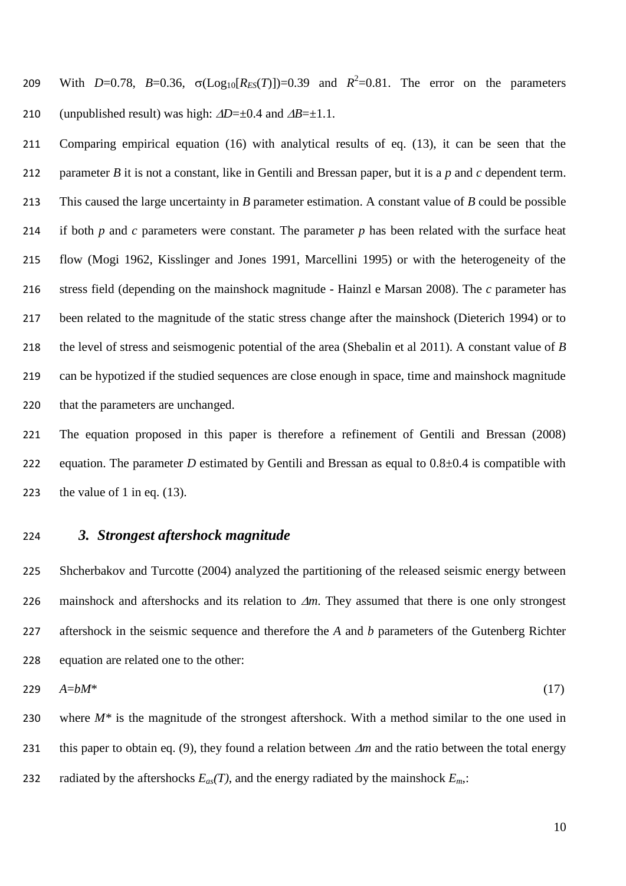With $D$=0.78, $B$=0.36, $\sigma(\text{Log}_{10}[R_{ES}(T)])$=0.39 and $R^2$=0.81. The error on the parameters (unpublished result) was high: $\Delta D$=±0.4 and $\Delta B$=±1.1.

Comparing empirical equation (16) with analytical results of eq. (13), it can be seen that the parameter *B* it is not a constant, like in Gentili and Bressan paper, but it is a *p* and *c* dependent term. This caused the large uncertainty in *B* parameter estimation. A constant value of *B* could be possible if both *p* and *c* parameters were constant. The parameter *p* has been related with the surface heat flow (Mogi 1962, Kisslinger and Jones 1991, Marcellini 1995) or with the heterogeneity of the stress field (depending on the mainshock magnitude - Hainzl e Marsan 2008). The *c* parameter has been related to the magnitude of the static stress change after the mainshock (Dieterich 1994) or to the level of stress and seismogenic potential of the area (Shebalin et al 2011). A constant value of *B* can be hypotized if the studied sequences are close enough in space, time and mainshock magnitude that the parameters are unchanged.

The equation proposed in this paper is therefore a refinement of Gentili and Bressan (2008) equation. The parameter *D* estimated by Gentili and Bressan as equal to 0.8±0.4 is compatible with the value of 1 in eq. (13).

## 3. Strongest aftershock magnitude

Shcherbakov and Turcotte (2004) analyzed the partitioning of the released seismic energy between mainshock and aftershocks and its relation to $\Delta m$. They assumed that there is one only strongest aftershock in the seismic sequence and therefore the *A* and *b* parameters of the Gutenberg Richter equation are related one to the other:

$$A=bM^* \tag{17}$$

where $M^*$ is the magnitude of the strongest aftershock. With a method similar to the one used in this paper to obtain eq. (9), they found a relation between $\Delta m$ and the ratio between the total energy radiated by the aftershocks $E_{as}(T)$, and the energy radiated by the mainshock $E_m$,: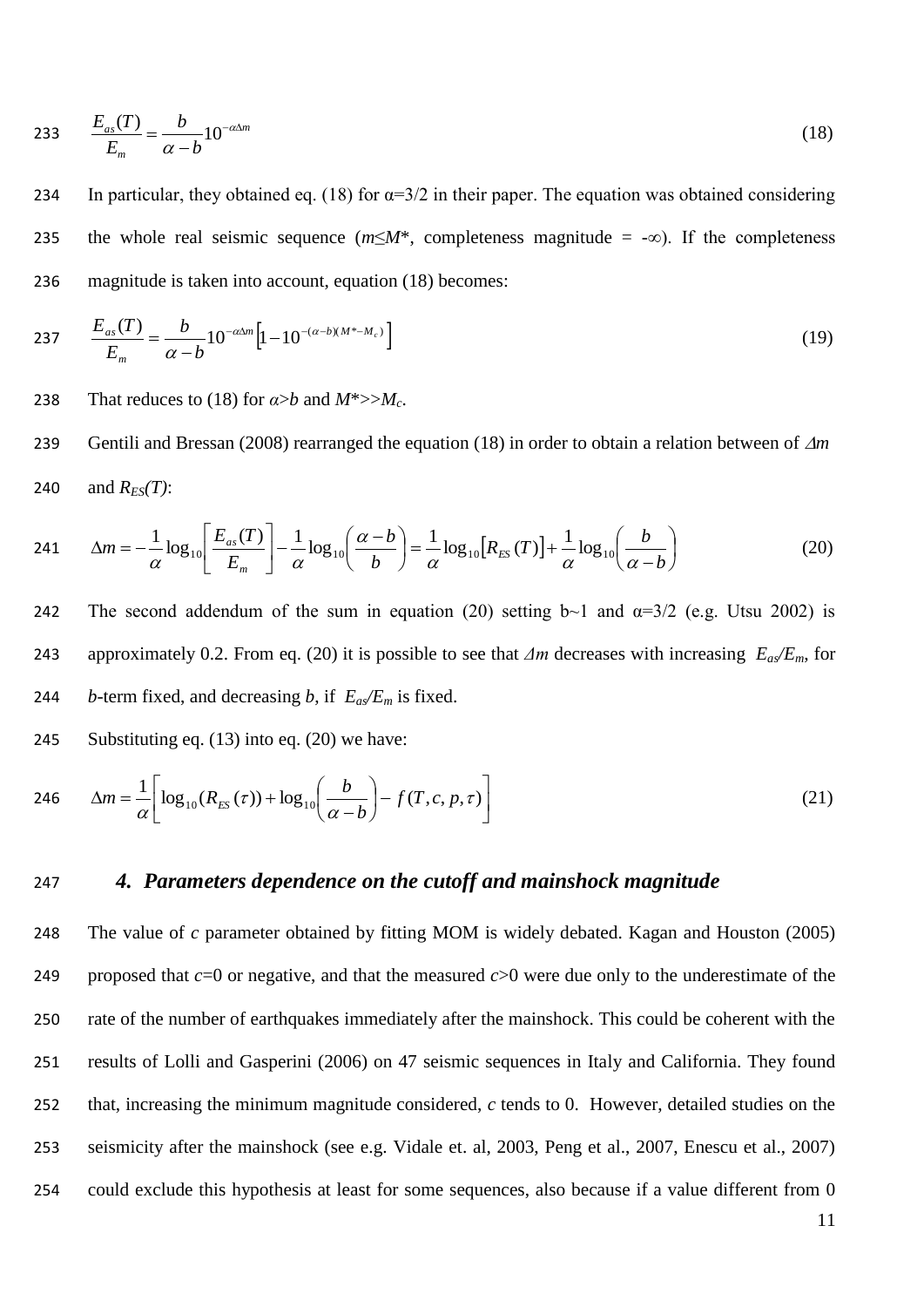$$\frac{E_{as}(T)}{E_m} = \frac{b}{\alpha - b} 10^{-\alpha \Delta m} \tag{18}$$

In particular, they obtained eq. (18) for α=3/2 in their paper. The equation was obtained considering the whole real seismic sequence ($m \leq M^*$, completeness magnitude = $-\infty$). If the completeness magnitude is taken into account, equation (18) becomes:

$$\frac{E_{as}(T)}{E_m} = \frac{b}{\alpha - b} 10^{-\alpha \Delta m} \left[ 1 - 10^{-(\alpha - b)(M^* - M_c)} \right] \tag{19}$$

That reduces to (18) for $\alpha > b$ and $M^* >> M_c$.

Gentili and Bressan (2008) rearranged the equation (18) in order to obtain a relation between of $\Delta m$ and $R_{ES}(T)$:

$$\Delta m = -\frac{1}{\alpha} \log_{10} \left[ \frac{E_{as}(T)}{E_m} \right] - \frac{1}{\alpha} \log_{10} \left( \frac{\alpha - b}{b} \right) = \frac{1}{\alpha} \log_{10} \left[ R_{ES}(T) \right] + \frac{1}{\alpha} \log_{10} \left( \frac{b}{\alpha - b} \right) \tag{20}$$

The second addendum of the sum in equation (20) setting b~1 and α=3/2 (e.g. Utsu 2002) is approximately 0.2. From eq. (20) it is possible to see that $\Delta m$ decreases with increasing $E_{as}/E_m$, for $b$-term fixed, and decreasing $b$, if $E_{as}/E_m$ is fixed.

Substituting eq. (13) into eq. (20) we have:

$$\Delta m = \frac{1}{\alpha} \left[ \log_{10}(R_{ES}(\tau)) + \log_{10} \left( \frac{b}{\alpha - b} \right) - f(T, c, p, \tau) \right] \tag{21}$$

## *4. Parameters dependence on the cutoff and mainshock magnitude*

The value of $c$ parameter obtained by fitting MOM is widely debated. Kagan and Houston (2005) proposed that $c$=0 or negative, and that the measured $c$>0 were due only to the underestimate of the rate of the number of earthquakes immediately after the mainshock. This could be coherent with the results of Lolli and Gasperini (2006) on 47 seismic sequences in Italy and California. They found that, increasing the minimum magnitude considered, $c$ tends to 0. However, detailed studies on the seismicity after the mainshock (see e.g. Vidale et. al, 2003, Peng et al., 2007, Enescu et al., 2007) could exclude this hypothesis at least for some sequences, also because if a value different from 0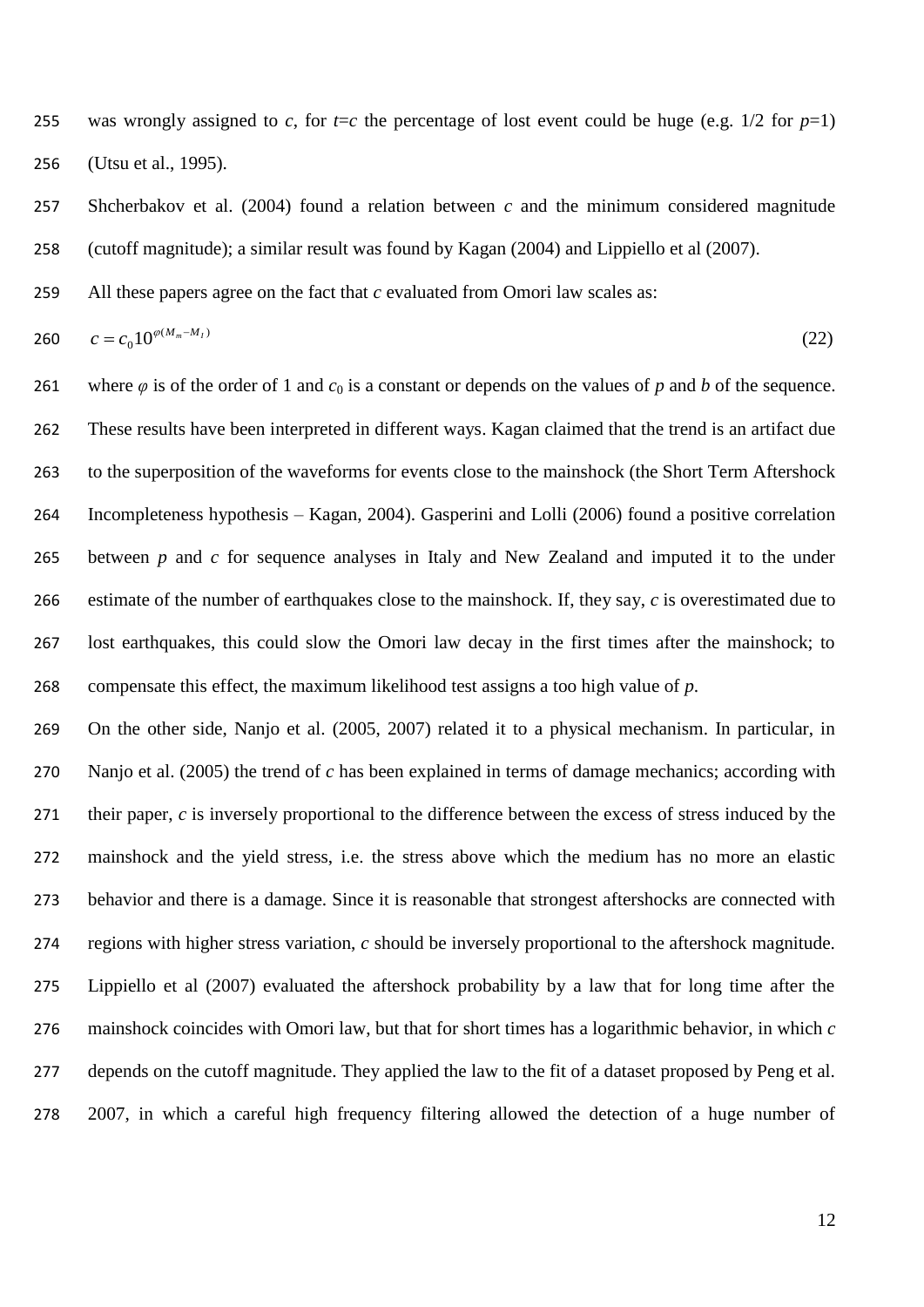was wrongly assigned to $c$, for $t$=$c$ the percentage of lost event could be huge (e.g. 1/2 for $p$=1) (Utsu et al., 1995).

Shcherbakov et al. (2004) found a relation between $c$ and the minimum considered magnitude (cutoff magnitude); a similar result was found by Kagan (2004) and Lippiello et al (2007).

All these papers agree on the fact that $c$ evaluated from Omori law scales as:

$$c = c_0 10^{\varphi(M_m - M_I)} \qquad (22)$$

where $\varphi$ is of the order of 1 and $c_0$ is a constant or depends on the values of $p$ and $b$ of the sequence. These results have been interpreted in different ways. Kagan claimed that the trend is an artifact due to the superposition of the waveforms for events close to the mainshock (the Short Term Aftershock Incompleteness hypothesis – Kagan, 2004). Gasperini and Lolli (2006) found a positive correlation between $p$ and $c$ for sequence analyses in Italy and New Zealand and imputed it to the under estimate of the number of earthquakes close to the mainshock. If, they say, $c$ is overestimated due to lost earthquakes, this could slow the Omori law decay in the first times after the mainshock; to compensate this effect, the maximum likelihood test assigns a too high value of $p$.

On the other side, Nanjo et al. (2005, 2007) related it to a physical mechanism. In particular, in Nanjo et al. (2005) the trend of $c$ has been explained in terms of damage mechanics; according with their paper, $c$ is inversely proportional to the difference between the excess of stress induced by the mainshock and the yield stress, i.e. the stress above which the medium has no more an elastic behavior and there is a damage. Since it is reasonable that strongest aftershocks are connected with regions with higher stress variation, $c$ should be inversely proportional to the aftershock magnitude. Lippiello et al (2007) evaluated the aftershock probability by a law that for long time after the mainshock coincides with Omori law, but that for short times has a logarithmic behavior, in which $c$ depends on the cutoff magnitude. They applied the law to the fit of a dataset proposed by Peng et al. 2007, in which a careful high frequency filtering allowed the detection of a huge number of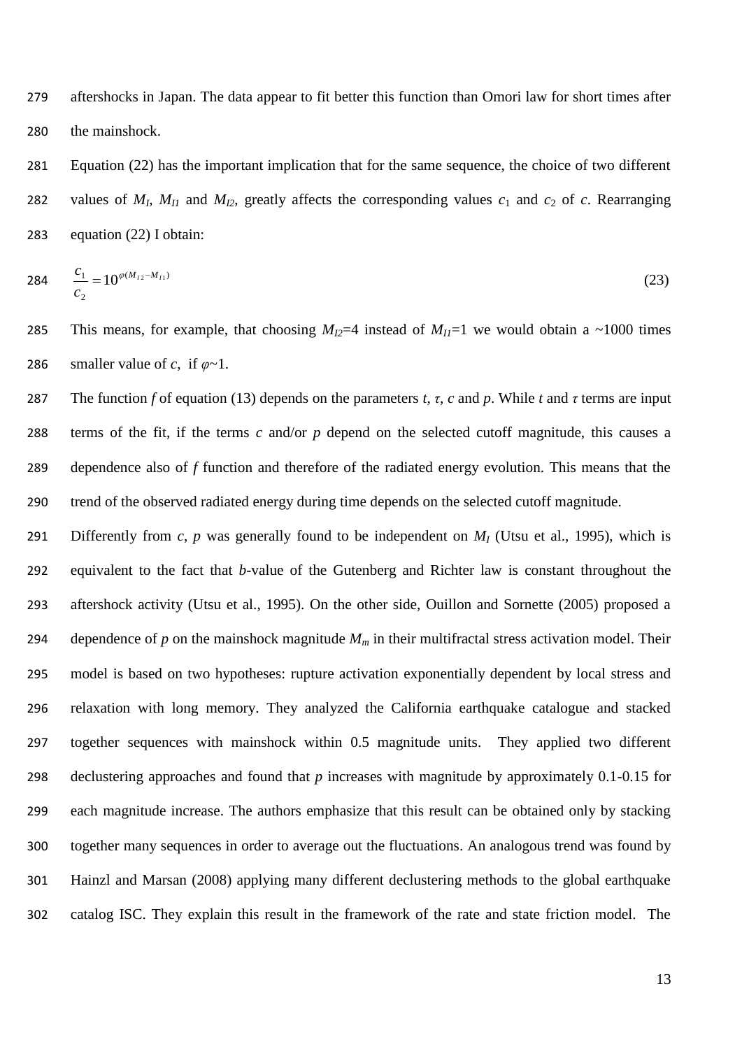aftershocks in Japan. The data appear to fit better this function than Omori law for short times after the mainshock.

Equation (22) has the important implication that for the same sequence, the choice of two different values of $M_I$, $M_{I1}$ and $M_{I2}$, greatly affects the corresponding values $c_1$ and $c_2$ of $c$. Rearranging equation (22) I obtain:

$$\frac{c_1}{c_2} = 10^{\varphi(M_{I2} - M_{I1})} \tag{23}$$

This means, for example, that choosing $M_{I2}$=4 instead of $M_{I1}$=1 we would obtain a ~1000 times smaller value of $c$, if $\varphi$~1.

The function $f$ of equation (13) depends on the parameters $t$, $\tau$, $c$ and $p$. While $t$ and $\tau$ terms are input terms of the fit, if the terms $c$ and/or $p$ depend on the selected cutoff magnitude, this causes a dependence also of $f$ function and therefore of the radiated energy evolution. This means that the trend of the observed radiated energy during time depends on the selected cutoff magnitude.

Differently from $c$, $p$ was generally found to be independent on $M_I$ (Utsu et al., 1995), which is equivalent to the fact that $b$-value of the Gutenberg and Richter law is constant throughout the aftershock activity (Utsu et al., 1995). On the other side, Ouillon and Sornette (2005) proposed a dependence of $p$ on the mainshock magnitude $M_m$ in their multifractal stress activation model. Their model is based on two hypotheses: rupture activation exponentially dependent by local stress and relaxation with long memory. They analyzed the California earthquake catalogue and stacked together sequences with mainshock within 0.5 magnitude units. They applied two different declustering approaches and found that $p$ increases with magnitude by approximately 0.1-0.15 for each magnitude increase. The authors emphasize that this result can be obtained only by stacking together many sequences in order to average out the fluctuations. An analogous trend was found by Hainzl and Marsan (2008) applying many different declustering methods to the global earthquake catalog ISC. They explain this result in the framework of the rate and state friction model. The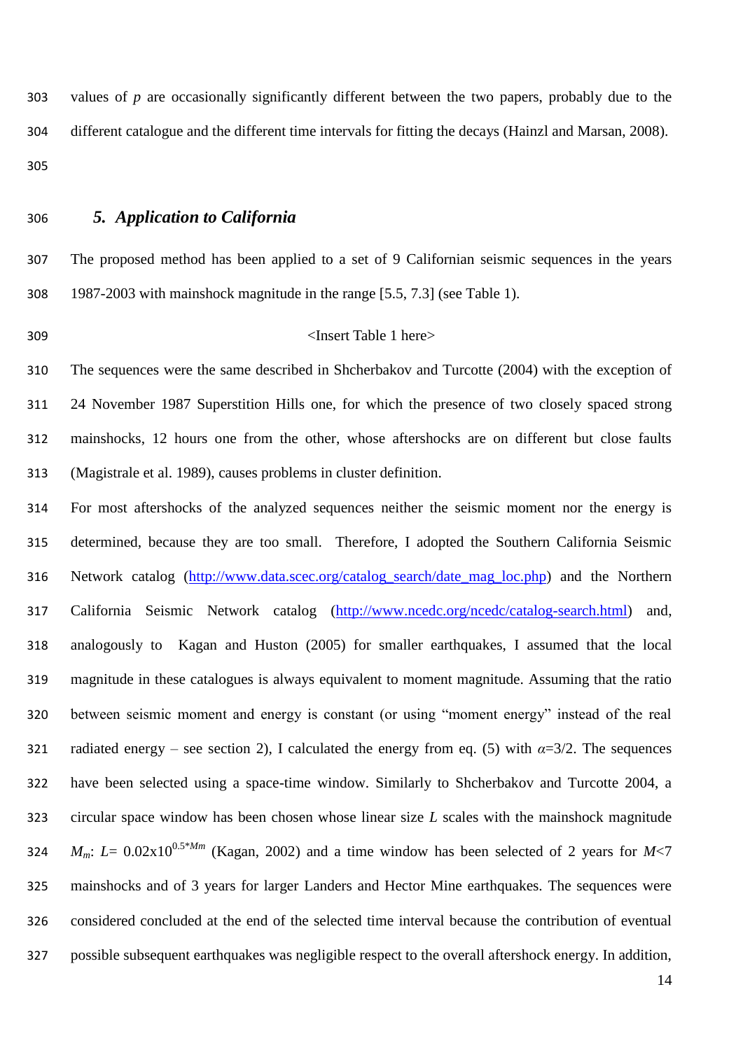values of $p$ are occasionally significantly different between the two papers, probably due to the different catalogue and the different time intervals for fitting the decays (Hainzl and Marsan, 2008).

## *5. Application to California*

The proposed method has been applied to a set of 9 Californian seismic sequences in the years 1987-2003 with mainshock magnitude in the range [5.5, 7.3] (see Table 1).

<Insert Table 1 here>

The sequences were the same described in Shcherbakov and Turcotte (2004) with the exception of 24 November 1987 Superstition Hills one, for which the presence of two closely spaced strong mainshocks, 12 hours one from the other, whose aftershocks are on different but close faults (Magistrale et al. 1989), causes problems in cluster definition.

For most aftershocks of the analyzed sequences neither the seismic moment nor the energy is determined, because they are too small. Therefore, I adopted the Southern California Seismic Network catalog (http://www.data.scec.org/catalog_search/date_mag_loc.php) and the Northern California Seismic Network catalog (http://www.ncedc.org/ncedc/catalog-search.html) and, analogously to Kagan and Huston (2005) for smaller earthquakes, I assumed that the local magnitude in these catalogues is always equivalent to moment magnitude. Assuming that the ratio between seismic moment and energy is constant (or using "moment energy" instead of the real radiated energy – see section 2), I calculated the energy from eq. (5) with $\alpha$=3/2. The sequences have been selected using a space-time window. Similarly to Shcherbakov and Turcotte 2004, a circular space window has been chosen whose linear size $L$ scales with the mainshock magnitude $M_m$: $L$= $0.02\text{x}10^{0.5*Mm}$ (Kagan, 2002) and a time window has been selected of 2 years for $M$<7 mainshocks and of 3 years for larger Landers and Hector Mine earthquakes. The sequences were considered concluded at the end of the selected time interval because the contribution of eventual possible subsequent earthquakes was negligible respect to the overall aftershock energy. In addition,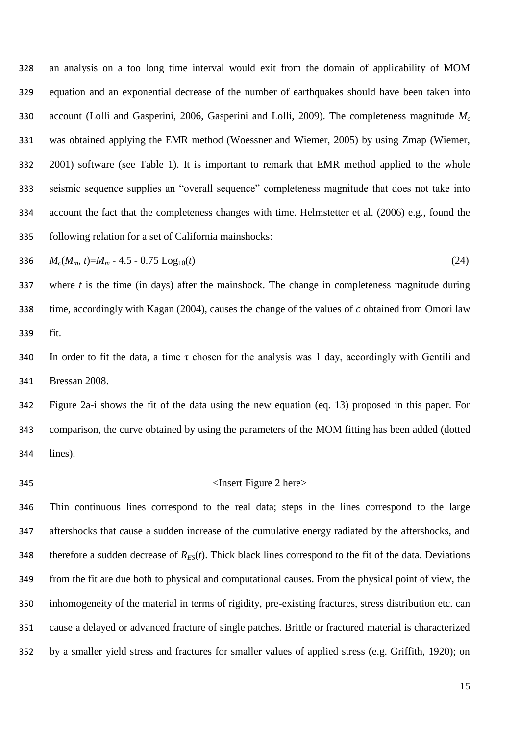an analysis on a too long time interval would exit from the domain of applicability of MOM equation and an exponential decrease of the number of earthquakes should have been taken into account (Lolli and Gasperini, 2006, Gasperini and Lolli, 2009). The completeness magnitude $M_c$ was obtained applying the EMR method (Woessner and Wiemer, 2005) by using Zmap (Wiemer, 2001) software (see Table 1). It is important to remark that EMR method applied to the whole seismic sequence supplies an "overall sequence" completeness magnitude that does not take into account the fact that the completeness changes with time. Helmstetter et al. (2006) e.g., found the following relation for a set of California mainshocks:

$$M_c(M_m, t)=M_m - 4.5 - 0.75 \, \mathrm{Log}_{10}(t) \tag{24}$$

where $t$ is the time (in days) after the mainshock. The change in completeness magnitude during time, accordingly with Kagan (2004), causes the change of the values of $c$ obtained from Omori law fit.

In order to fit the data, a time $\tau$ chosen for the analysis was 1 day, accordingly with Gentili and Bressan 2008.

Figure 2a-i shows the fit of the data using the new equation (eq. 13) proposed in this paper. For comparison, the curve obtained by using the parameters of the MOM fitting has been added (dotted lines).

<Insert Figure 2 here>

Thin continuous lines correspond to the real data; steps in the lines correspond to the large aftershocks that cause a sudden increase of the cumulative energy radiated by the aftershocks, and therefore a sudden decrease of $R_{ES}(t)$. Thick black lines correspond to the fit of the data. Deviations from the fit are due both to physical and computational causes. From the physical point of view, the inhomogeneity of the material in terms of rigidity, pre-existing fractures, stress distribution etc. can cause a delayed or advanced fracture of single patches. Brittle or fractured material is characterized by a smaller yield stress and fractures for smaller values of applied stress (e.g. Griffith, 1920); on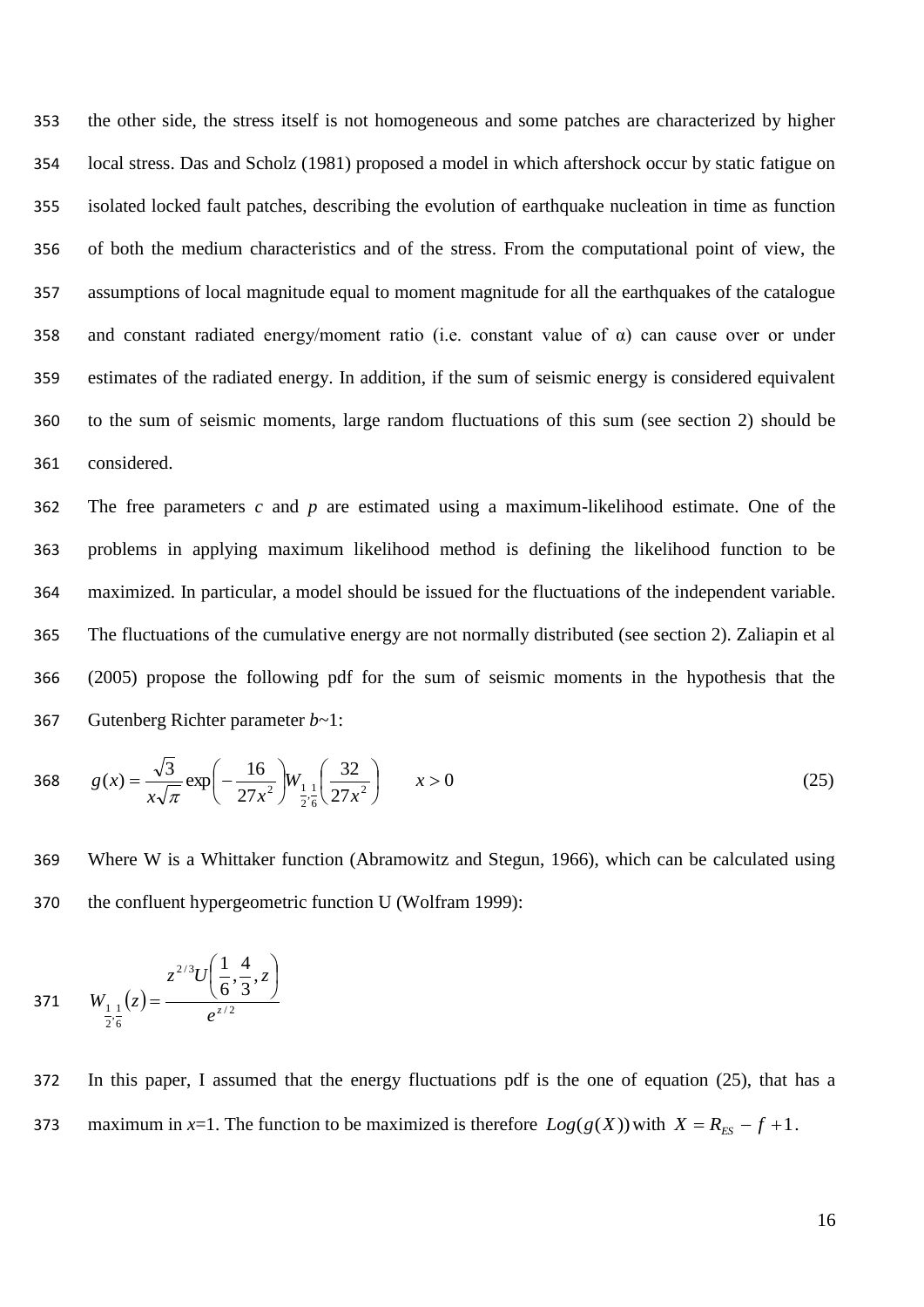the other side, the stress itself is not homogeneous and some patches are characterized by higher local stress. Das and Scholz (1981) proposed a model in which aftershock occur by static fatigue on isolated locked fault patches, describing the evolution of earthquake nucleation in time as function of both the medium characteristics and of the stress. From the computational point of view, the assumptions of local magnitude equal to moment magnitude for all the earthquakes of the catalogue and constant radiated energy/moment ratio (i.e. constant value of α) can cause over or under estimates of the radiated energy. In addition, if the sum of seismic energy is considered equivalent to the sum of seismic moments, large random fluctuations of this sum (see section 2) should be considered.

The free parameters $c$ and $p$ are estimated using a maximum-likelihood estimate. One of the problems in applying maximum likelihood method is defining the likelihood function to be maximized. In particular, a model should be issued for the fluctuations of the independent variable. The fluctuations of the cumulative energy are not normally distributed (see section 2). Zaliapin et al (2005) propose the following pdf for the sum of seismic moments in the hypothesis that the Gutenberg Richter parameter $b$~1:

$$g(x) = \frac{\sqrt{3}}{x\sqrt{\pi}} \exp\left(-\frac{16}{27x^2}\right) W_{\frac{1}{2},\frac{1}{6}}\left(\frac{32}{27x^2}\right) \qquad x > 0 \tag{25}$$

Where W is a Whittaker function (Abramowitz and Stegun, 1966), which can be calculated using the confluent hypergeometric function U (Wolfram 1999):

$$W_{\frac{1}{2},\frac{1}{6}}(z) = \frac{z^{2/3} U\left(\frac{1}{6}, \frac{4}{3}, z\right)}{e^{z/2}}$$

In this paper, I assumed that the energy fluctuations pdf is the one of equation (25), that has a maximum in $x$=1. The function to be maximized is therefore $Log(g(X))$ with $X = R_{ES} - f + 1$.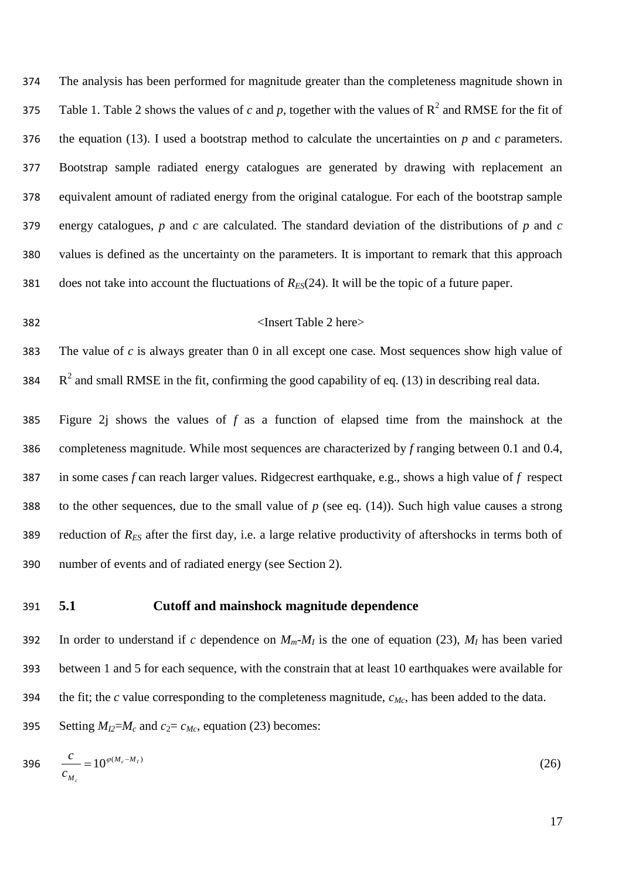The analysis has been performed for magnitude greater than the completeness magnitude shown in Table 1. Table 2 shows the values of $c$ and $p$, together with the values of $R^2$ and RMSE for the fit of the equation (13). I used a bootstrap method to calculate the uncertainties on $p$ and $c$ parameters. Bootstrap sample radiated energy catalogues are generated by drawing with replacement an equivalent amount of radiated energy from the original catalogue. For each of the bootstrap sample energy catalogues, $p$ and $c$ are calculated. The standard deviation of the distributions of $p$ and $c$ values is defined as the uncertainty on the parameters. It is important to remark that this approach does not take into account the fluctuations of $R_{ES}$(24). It will be the topic of a future paper.

<Insert Table 2 here>

The value of $c$ is always greater than 0 in all except one case. Most sequences show high value of $R^2$ and small RMSE in the fit, confirming the good capability of eq. (13) in describing real data.

Figure 2j shows the values of $f$ as a function of elapsed time from the mainshock at the completeness magnitude. While most sequences are characterized by $f$ ranging between 0.1 and 0.4, in some cases $f$ can reach larger values. Ridgecrest earthquake, e.g., shows a high value of $f$ respect to the other sequences, due to the small value of $p$ (see eq. (14)). Such high value causes a strong reduction of $R_{ES}$ after the first day, i.e. a large relative productivity of aftershocks in terms both of number of events and of radiated energy (see Section 2).

### 5.1 Cutoff and mainshock magnitude dependence

In order to understand if $c$ dependence on $M_m$-$M_I$ is the one of equation (23), $M_I$ has been varied between 1 and 5 for each sequence, with the constrain that at least 10 earthquakes were available for the fit; the $c$ value corresponding to the completeness magnitude, $c_{Mc}$, has been added to the data. Setting $M_{I2}$=$M_c$ and $c_2$= $c_{Mc}$, equation (23) becomes:

$$\frac{c}{c_{M_c}} = 10^{\varphi(M_c - M_I)} \tag{26}$$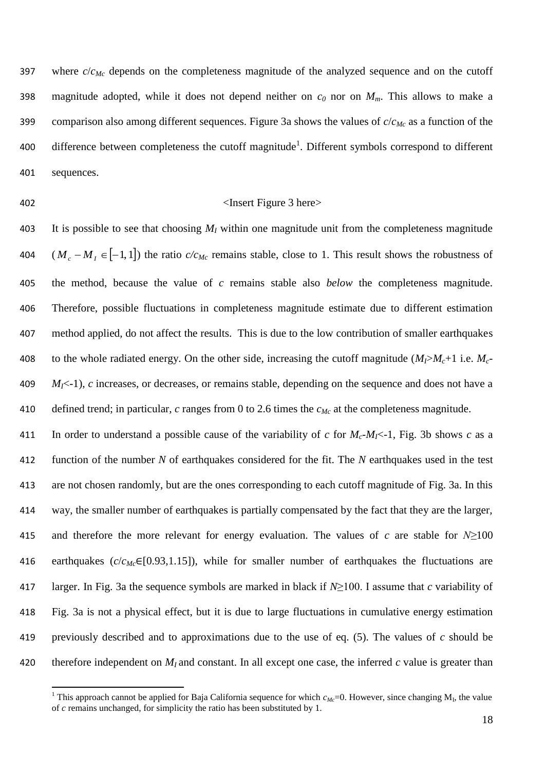where $c/c_{Mc}$ depends on the completeness magnitude of the analyzed sequence and on the cutoff magnitude adopted, while it does not depend neither on $c_0$ nor on $M_m$. This allows to make a comparison also among different sequences. Figure 3a shows the values of $c/c_{Mc}$ as a function of the difference between completeness the cutoff magnitude[1]. Different symbols correspond to different sequences.

<Insert Figure 3 here>

It is possible to see that choosing $M_I$ within one magnitude unit from the completeness magnitude ($M_c - M_I \in [-1,1]$) the ratio $c/c_{Mc}$ remains stable, close to 1. This result shows the robustness of the method, because the value of $c$ remains stable also *below* the completeness magnitude. Therefore, possible fluctuations in completeness magnitude estimate due to different estimation method applied, do not affect the results. This is due to the low contribution of smaller earthquakes to the whole radiated energy. On the other side, increasing the cutoff magnitude ($M_I$>$M_c$+1 i.e. $M_c$-$M_I$<-1), $c$ increases, or decreases, or remains stable, depending on the sequence and does not have a defined trend; in particular, $c$ ranges from 0 to 2.6 times the $c_{Mc}$ at the completeness magnitude.

In order to understand a possible cause of the variability of $c$ for $M_c$-$M_I$<-1, Fig. 3b shows $c$ as a function of the number $N$ of earthquakes considered for the fit. The $N$ earthquakes used in the test are not chosen randomly, but are the ones corresponding to each cutoff magnitude of Fig. 3a. In this way, the smaller number of earthquakes is partially compensated by the fact that they are the larger, and therefore the more relevant for energy evaluation. The values of $c$ are stable for $N \geq 100$ earthquakes ($c/c_{Mc} \in [0.93,1.15]$), while for smaller number of earthquakes the fluctuations are larger. In Fig. 3a the sequence symbols are marked in black if $N \geq 100$. I assume that $c$ variability of Fig. 3a is not a physical effect, but it is due to large fluctuations in cumulative energy estimation previously described and to approximations due to the use of eq. (5). The values of $c$ should be therefore independent on $M_I$ and constant. In all except one case, the inferred $c$ value is greater than

[1] This approach cannot be applied for Baja California sequence for which $c_{Mc}$=0. However, since changing $M_I$, the value of $c$ remains unchanged, for simplicity the ratio has been substituted by 1.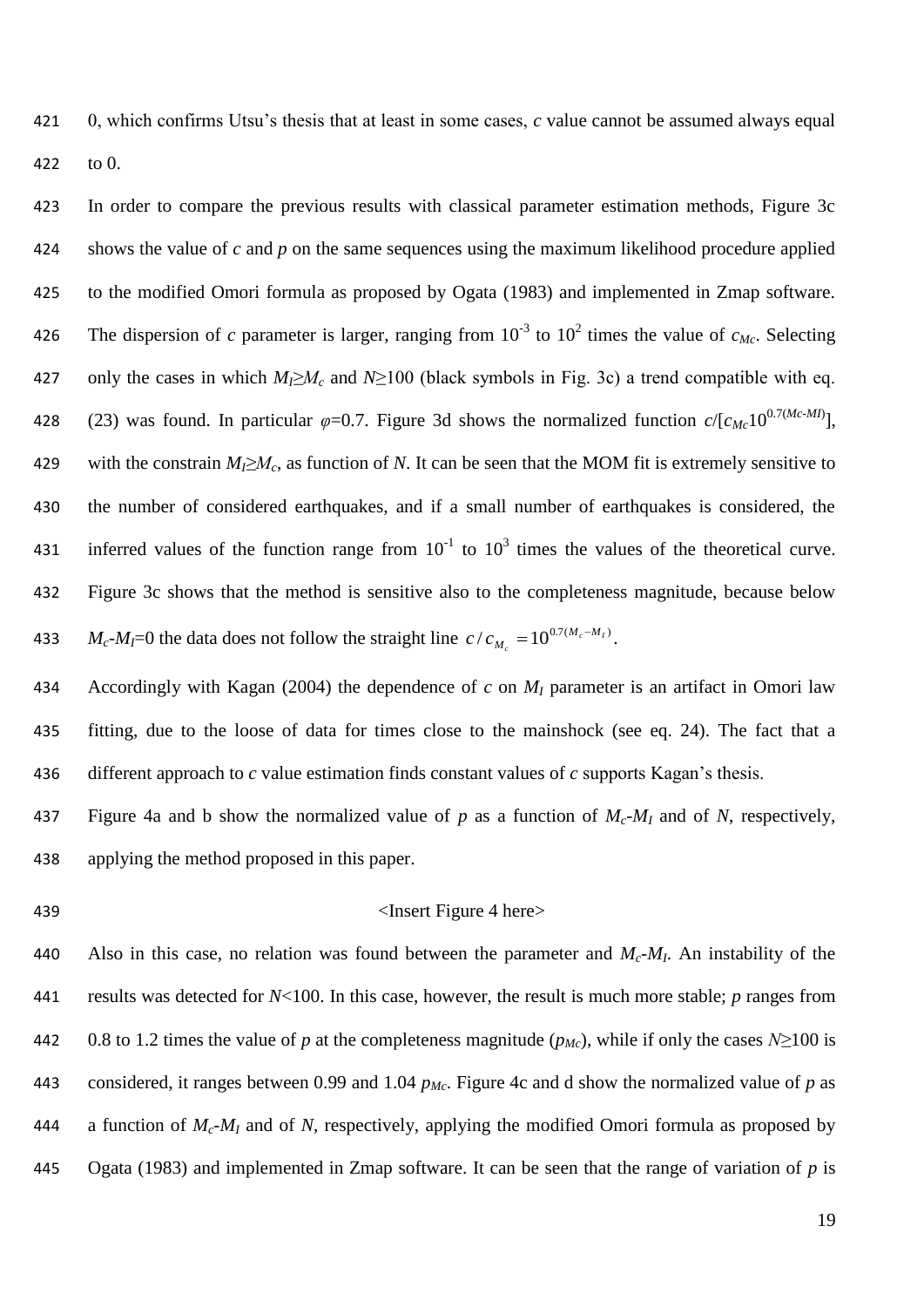0, which confirms Utsu's thesis that at least in some cases, $c$ value cannot be assumed always equal to 0.

In order to compare the previous results with classical parameter estimation methods, Figure 3c shows the value of $c$ and $p$ on the same sequences using the maximum likelihood procedure applied to the modified Omori formula as proposed by Ogata (1983) and implemented in Zmap software. The dispersion of $c$ parameter is larger, ranging from $10^{-3}$ to $10^{2}$ times the value of $c_{Mc}$. Selecting only the cases in which $M_I \geq M_c$ and $N \geq 100$ (black symbols in Fig. 3c) a trend compatible with eq. (23) was found. In particular $\varphi$=0.7. Figure 3d shows the normalized function $c/[c_{Mc}10^{0.7(Mc-MI)}]$, with the constrain $M_I \geq M_c$, as function of $N$. It can be seen that the MOM fit is extremely sensitive to the number of considered earthquakes, and if a small number of earthquakes is considered, the inferred values of the function range from $10^{-1}$ to $10^{3}$ times the values of the theoretical curve. Figure 3c shows that the method is sensitive also to the completeness magnitude, because below $M_c$-$M_I$=0 the data does not follow the straight line $c/c_{M_c} = 10^{0.7(M_c - M_I)}$.

Accordingly with Kagan (2004) the dependence of $c$ on $M_I$ parameter is an artifact in Omori law fitting, due to the loose of data for times close to the mainshock (see eq. 24). The fact that a different approach to $c$ value estimation finds constant values of $c$ supports Kagan's thesis.

Figure 4a and b show the normalized value of $p$ as a function of $M_c$-$M_I$ and of $N$, respectively, applying the method proposed in this paper.

<Insert Figure 4 here>

Also in this case, no relation was found between the parameter and $M_c$-$M_I$. An instability of the results was detected for $N$<100. In this case, however, the result is much more stable; $p$ ranges from 0.8 to 1.2 times the value of $p$ at the completeness magnitude ($p_{Mc}$), while if only the cases $N \geq 100$ is considered, it ranges between 0.99 and 1.04 $p_{Mc}$. Figure 4c and d show the normalized value of $p$ as a function of $M_c$-$M_I$ and of $N$, respectively, applying the modified Omori formula as proposed by Ogata (1983) and implemented in Zmap software. It can be seen that the range of variation of $p$ is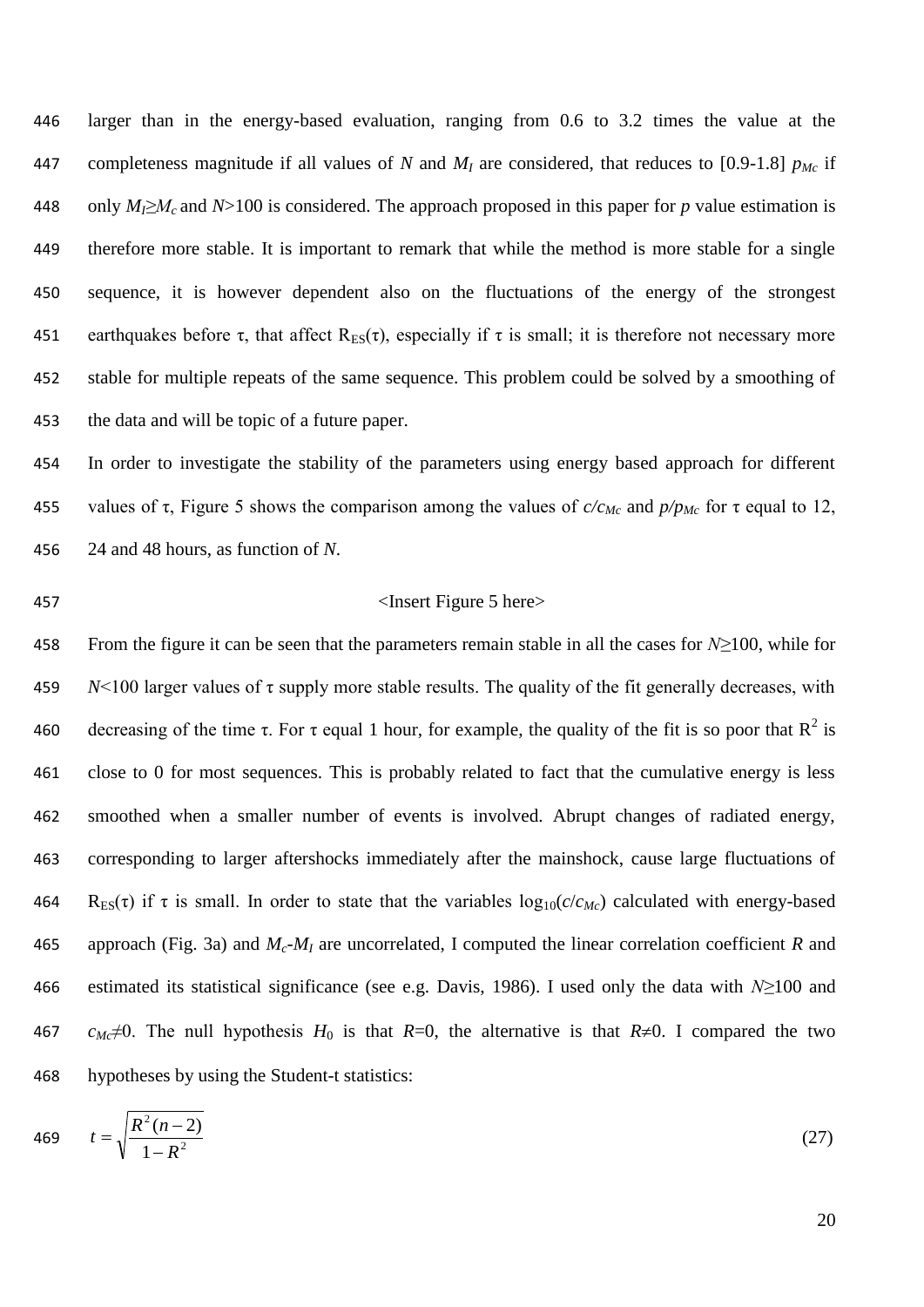larger than in the energy-based evaluation, ranging from 0.6 to 3.2 times the value at the completeness magnitude if all values of $N$ and $M_I$ are considered, that reduces to [0.9-1.8] $p_{Mc}$ if only $M_I \geq M_c$ and $N>100$ is considered. The approach proposed in this paper for $p$ value estimation is therefore more stable. It is important to remark that while the method is more stable for a single sequence, it is however dependent also on the fluctuations of the energy of the strongest earthquakes before τ, that affect $R_{ES}(\tau)$, especially if τ is small; it is therefore not necessary more stable for multiple repeats of the same sequence. This problem could be solved by a smoothing of the data and will be topic of a future paper.

In order to investigate the stability of the parameters using energy based approach for different values of τ, Figure 5 shows the comparison among the values of $c/c_{Mc}$ and $p/p_{Mc}$ for τ equal to 12, 24 and 48 hours, as function of $N$.

<Insert Figure 5 here>

From the figure it can be seen that the parameters remain stable in all the cases for $N \geq 100$, while for $N<100$ larger values of τ supply more stable results. The quality of the fit generally decreases, with decreasing of the time τ. For τ equal 1 hour, for example, the quality of the fit is so poor that $R^2$ is close to 0 for most sequences. This is probably related to fact that the cumulative energy is less smoothed when a smaller number of events is involved. Abrupt changes of radiated energy, corresponding to larger aftershocks immediately after the mainshock, cause large fluctuations of $R_{ES}(\tau)$ if τ is small. In order to state that the variables $\log_{10}(c/c_{Mc})$ calculated with energy-based approach (Fig. 3a) and $M_c$-$M_I$ are uncorrelated, I computed the linear correlation coefficient $R$ and estimated its statistical significance (see e.g. Davis, 1986). I used only the data with $N \geq 100$ and $c_{Mc} \neq 0$. The null hypothesis $H_0$ is that $R=0$, the alternative is that $R \neq 0$. I compared the two hypotheses by using the Student-t statistics:

$$t = \sqrt{\frac{R^2(n-2)}{1-R^2}} \tag{27}$$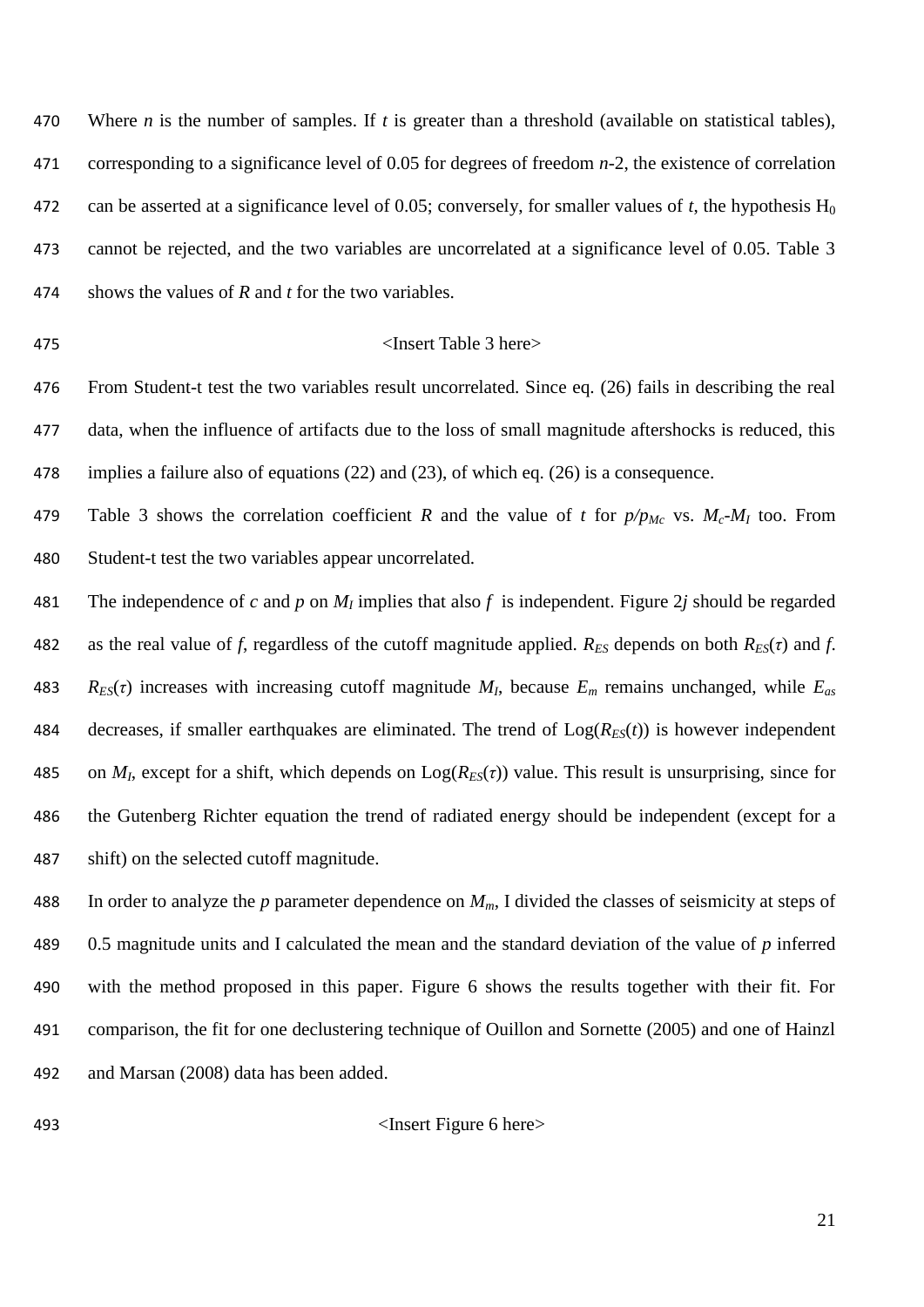Where $n$ is the number of samples. If $t$ is greater than a threshold (available on statistical tables), corresponding to a significance level of 0.05 for degrees of freedom $n$-2, the existence of correlation can be asserted at a significance level of 0.05; conversely, for smaller values of $t$, the hypothesis $H_0$ cannot be rejected, and the two variables are uncorrelated at a significance level of 0.05. Table 3 shows the values of $R$ and $t$ for the two variables.

<Insert Table 3 here>

From Student-t test the two variables result uncorrelated. Since eq. (26) fails in describing the real data, when the influence of artifacts due to the loss of small magnitude aftershocks is reduced, this implies a failure also of equations (22) and (23), of which eq. (26) is a consequence.

Table 3 shows the correlation coefficient $R$ and the value of $t$ for $p/p_{Mc}$ vs. $M_c$-$M_I$ too. From Student-t test the two variables appear uncorrelated.

The independence of $c$ and $p$ on $M_I$ implies that also $f$ is independent. Figure 2$j$ should be regarded as the real value of $f$, regardless of the cutoff magnitude applied. $R_{ES}$ depends on both $R_{ES}(\tau)$ and $f$. $R_{ES}(\tau)$ increases with increasing cutoff magnitude $M_I$, because $E_m$ remains unchanged, while $E_{as}$ decreases, if smaller earthquakes are eliminated. The trend of Log($R_{ES}(t)$) is however independent on $M_I$, except for a shift, which depends on Log($R_{ES}(\tau)$) value. This result is unsurprising, since for the Gutenberg Richter equation the trend of radiated energy should be independent (except for a shift) on the selected cutoff magnitude.

In order to analyze the $p$ parameter dependence on $M_m$, I divided the classes of seismicity at steps of 0.5 magnitude units and I calculated the mean and the standard deviation of the value of $p$ inferred with the method proposed in this paper. Figure 6 shows the results together with their fit. For comparison, the fit for one declustering technique of Ouillon and Sornette (2005) and one of Hainzl and Marsan (2008) data has been added.

<Insert Figure 6 here>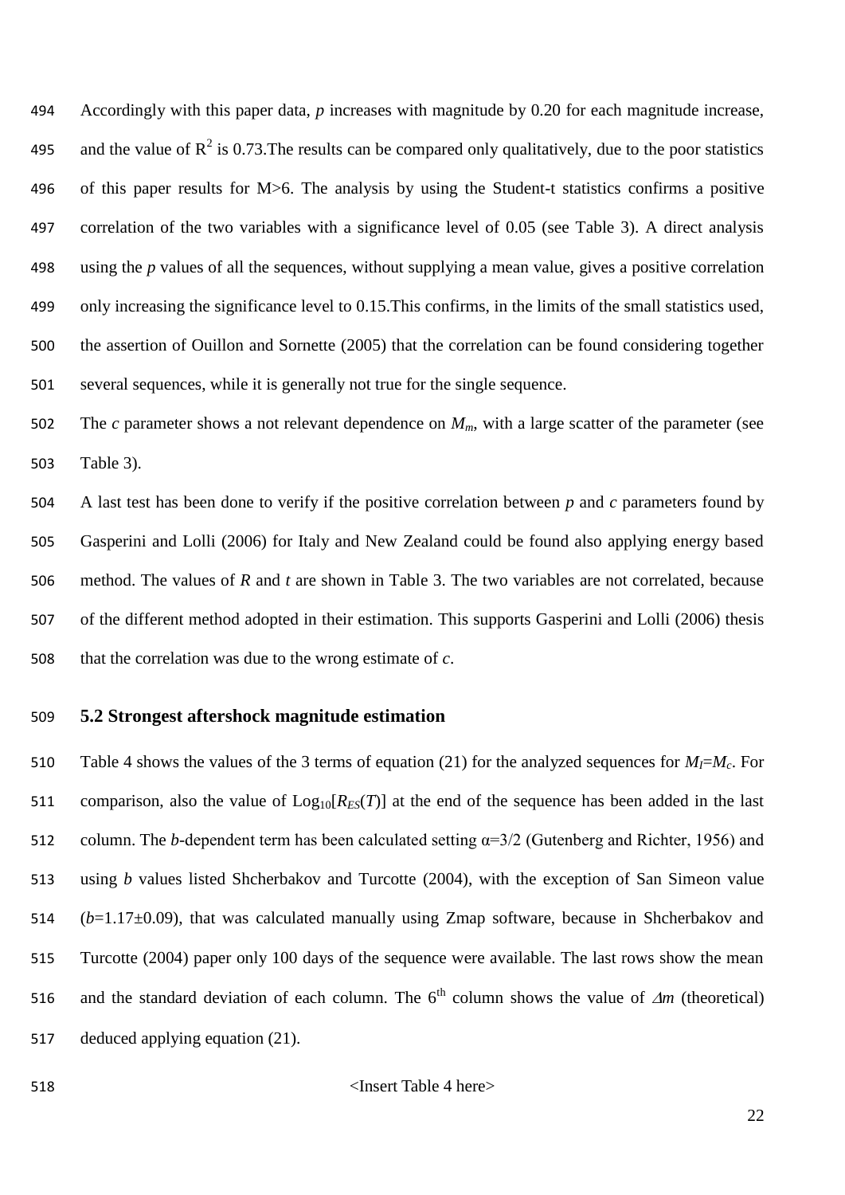Accordingly with this paper data, *p* increases with magnitude by 0.20 for each magnitude increase, and the value of $R^2$ is 0.73.The results can be compared only qualitatively, due to the poor statistics of this paper results for M>6. The analysis by using the Student-t statistics confirms a positive correlation of the two variables with a significance level of 0.05 (see Table 3). A direct analysis using the *p* values of all the sequences, without supplying a mean value, gives a positive correlation only increasing the significance level to 0.15.This confirms, in the limits of the small statistics used, the assertion of Ouillon and Sornette (2005) that the correlation can be found considering together several sequences, while it is generally not true for the single sequence.

The *c* parameter shows a not relevant dependence on $M_m$, with a large scatter of the parameter (see Table 3).

A last test has been done to verify if the positive correlation between *p* and *c* parameters found by Gasperini and Lolli (2006) for Italy and New Zealand could be found also applying energy based method. The values of *R* and *t* are shown in Table 3. The two variables are not correlated, because of the different method adopted in their estimation. This supports Gasperini and Lolli (2006) thesis that the correlation was due to the wrong estimate of *c*.

### 5.2 Strongest aftershock magnitude estimation

Table 4 shows the values of the 3 terms of equation (21) for the analyzed sequences for $M_l$=$M_c$. For comparison, also the value of $\mathrm{Log}_{10}[R_{ES}(T)]$ at the end of the sequence has been added in the last column. The *b*-dependent term has been calculated setting α=3/2 (Gutenberg and Richter, 1956) and using *b* values listed Shcherbakov and Turcotte (2004), with the exception of San Simeon value ($b$=1.17±0.09), that was calculated manually using Zmap software, because in Shcherbakov and Turcotte (2004) paper only 100 days of the sequence were available. The last rows show the mean and the standard deviation of each column. The 6[th] column shows the value of $\Delta m$ (theoretical) deduced applying equation (21).

<Insert Table 4 here>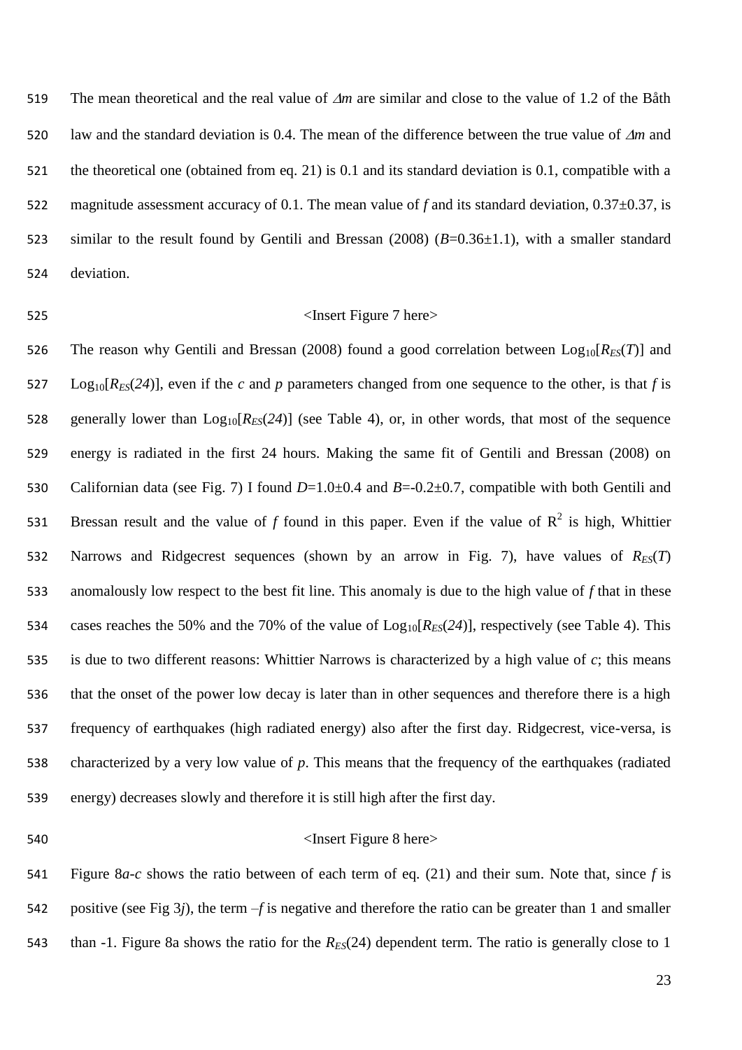The mean theoretical and the real value of $\Delta m$ are similar and close to the value of 1.2 of the Båth law and the standard deviation is 0.4. The mean of the difference between the true value of $\Delta m$ and the theoretical one (obtained from eq. 21) is 0.1 and its standard deviation is 0.1, compatible with a magnitude assessment accuracy of 0.1. The mean value of $f$ and its standard deviation, 0.37±0.37, is similar to the result found by Gentili and Bressan (2008) ($B$=0.36±1.1), with a smaller standard deviation.

<Insert Figure 7 here>

The reason why Gentili and Bressan (2008) found a good correlation between $\mathrm{Log}_{10}[R_{ES}(T)]$ and $\mathrm{Log}_{10}[R_{ES}(24)]$, even if the $c$ and $p$ parameters changed from one sequence to the other, is that $f$ is generally lower than $\mathrm{Log}_{10}[R_{ES}(24)]$ (see Table 4), or, in other words, that most of the sequence energy is radiated in the first 24 hours. Making the same fit of Gentili and Bressan (2008) on Californian data (see Fig. 7) I found $D$=1.0±0.4 and $B$=-0.2±0.7, compatible with both Gentili and Bressan result and the value of $f$ found in this paper. Even if the value of $R^2$ is high, Whittier Narrows and Ridgecrest sequences (shown by an arrow in Fig. 7), have values of $R_{ES}(T)$ anomalously low respect to the best fit line. This anomaly is due to the high value of $f$ that in these cases reaches the 50% and the 70% of the value of $\mathrm{Log}_{10}[R_{ES}(24)]$, respectively (see Table 4). This is due to two different reasons: Whittier Narrows is characterized by a high value of $c$; this means that the onset of the power low decay is later than in other sequences and therefore there is a high frequency of earthquakes (high radiated energy) also after the first day. Ridgecrest, vice-versa, is characterized by a very low value of $p$. This means that the frequency of the earthquakes (radiated energy) decreases slowly and therefore it is still high after the first day.

<Insert Figure 8 here>

Figure 8*a*-*c* shows the ratio between of each term of eq. (21) and their sum. Note that, since $f$ is positive (see Fig 3*j*), the term $-f$ is negative and therefore the ratio can be greater than 1 and smaller than -1. Figure 8a shows the ratio for the $R_{ES}(24)$ dependent term. The ratio is generally close to 1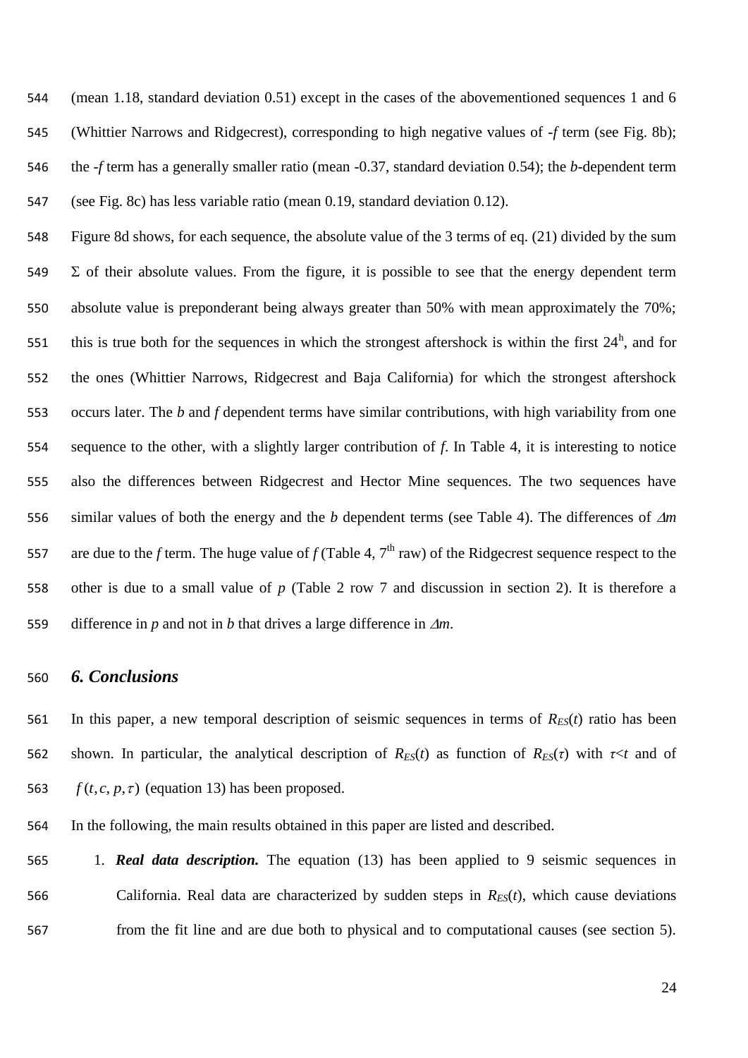(mean 1.18, standard deviation 0.51) except in the cases of the abovementioned sequences 1 and 6 (Whittier Narrows and Ridgecrest), corresponding to high negative values of -*f* term (see Fig. 8b); the -*f* term has a generally smaller ratio (mean -0.37, standard deviation 0.54); the *b*-dependent term (see Fig. 8c) has less variable ratio (mean 0.19, standard deviation 0.12).

Figure 8d shows, for each sequence, the absolute value of the 3 terms of eq. (21) divided by the sum $\Sigma$ of their absolute values. From the figure, it is possible to see that the energy dependent term absolute value is preponderant being always greater than 50% with mean approximately the 70%; this is true both for the sequences in which the strongest aftershock is within the first $24^h$, and for the ones (Whittier Narrows, Ridgecrest and Baja California) for which the strongest aftershock occurs later. The *b* and *f* dependent terms have similar contributions, with high variability from one sequence to the other, with a slightly larger contribution of *f*. In Table 4, it is interesting to notice also the differences between Ridgecrest and Hector Mine sequences. The two sequences have similar values of both the energy and the *b* dependent terms (see Table 4). The differences of $\Delta m$ are due to the *f* term. The huge value of *f* (Table 4, $7^{th}$ raw) of the Ridgecrest sequence respect to the other is due to a small value of *p* (Table 2 row 7 and discussion in section 2). It is therefore a difference in *p* and not in *b* that drives a large difference in $\Delta m$.

## 6. Conclusions

In this paper, a new temporal description of seismic sequences in terms of $R_{ES}(t)$ ratio has been shown. In particular, the analytical description of $R_{ES}(t)$ as function of $R_{ES}(\tau)$ with $\tau<t$ and of $f(t,c,p,\tau)$ (equation 13) has been proposed.

In the following, the main results obtained in this paper are listed and described.

1. ***Real data description.*** The equation (13) has been applied to 9 seismic sequences in California. Real data are characterized by sudden steps in $R_{ES}(t)$, which cause deviations from the fit line and are due both to physical and to computational causes (see section 5).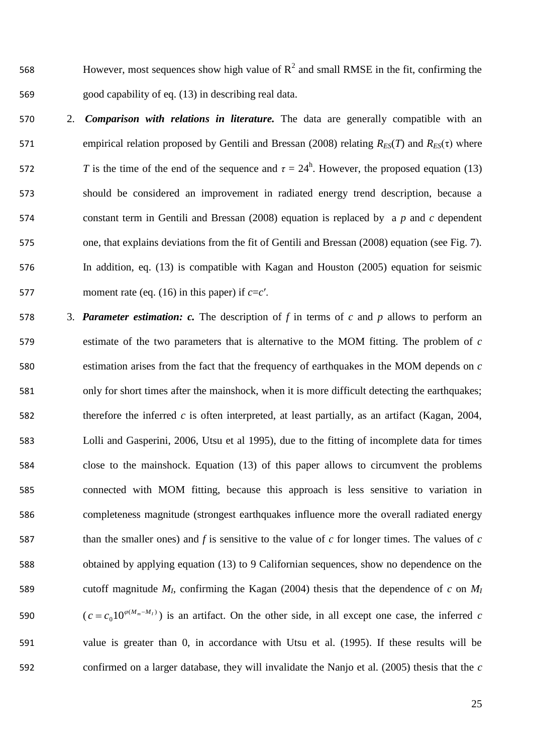However, most sequences show high value of $R^2$ and small RMSE in the fit, confirming the good capability of eq. (13) in describing real data.

2. ***Comparison with relations in literature.*** The data are generally compatible with an empirical relation proposed by Gentili and Bressan (2008) relating $R_{ES}(T)$ and $R_{ES}(\tau)$ where $T$ is the time of the end of the sequence and $\tau = 24^h$. However, the proposed equation (13) should be considered an improvement in radiated energy trend description, because a constant term in Gentili and Bressan (2008) equation is replaced by a $p$ and $c$ dependent one, that explains deviations from the fit of Gentili and Bressan (2008) equation (see Fig. 7). In addition, eq. (13) is compatible with Kagan and Houston (2005) equation for seismic moment rate (eq. (16) in this paper) if $c$=$c'$.

3. ***Parameter estimation: c.*** The description of $f$ in terms of $c$ and $p$ allows to perform an estimate of the two parameters that is alternative to the MOM fitting. The problem of $c$ estimation arises from the fact that the frequency of earthquakes in the MOM depends on $c$ only for short times after the mainshock, when it is more difficult detecting the earthquakes; therefore the inferred $c$ is often interpreted, at least partially, as an artifact (Kagan, 2004, Lolli and Gasperini, 2006, Utsu et al 1995), due to the fitting of incomplete data for times close to the mainshock. Equation (13) of this paper allows to circumvent the problems connected with MOM fitting, because this approach is less sensitive to variation in completeness magnitude (strongest earthquakes influence more the overall radiated energy than the smaller ones) and $f$ is sensitive to the value of $c$ for longer times. The values of $c$ obtained by applying equation (13) to 9 Californian sequences, show no dependence on the cutoff magnitude $M_I$, confirming the Kagan (2004) thesis that the dependence of $c$ on $M_I$ ($c = c_0 10^{\varphi(M_m - M_I)}$) is an artifact. On the other side, in all except one case, the inferred $c$ value is greater than 0, in accordance with Utsu et al. (1995). If these results will be confirmed on a larger database, they will invalidate the Nanjo et al. (2005) thesis that the $c$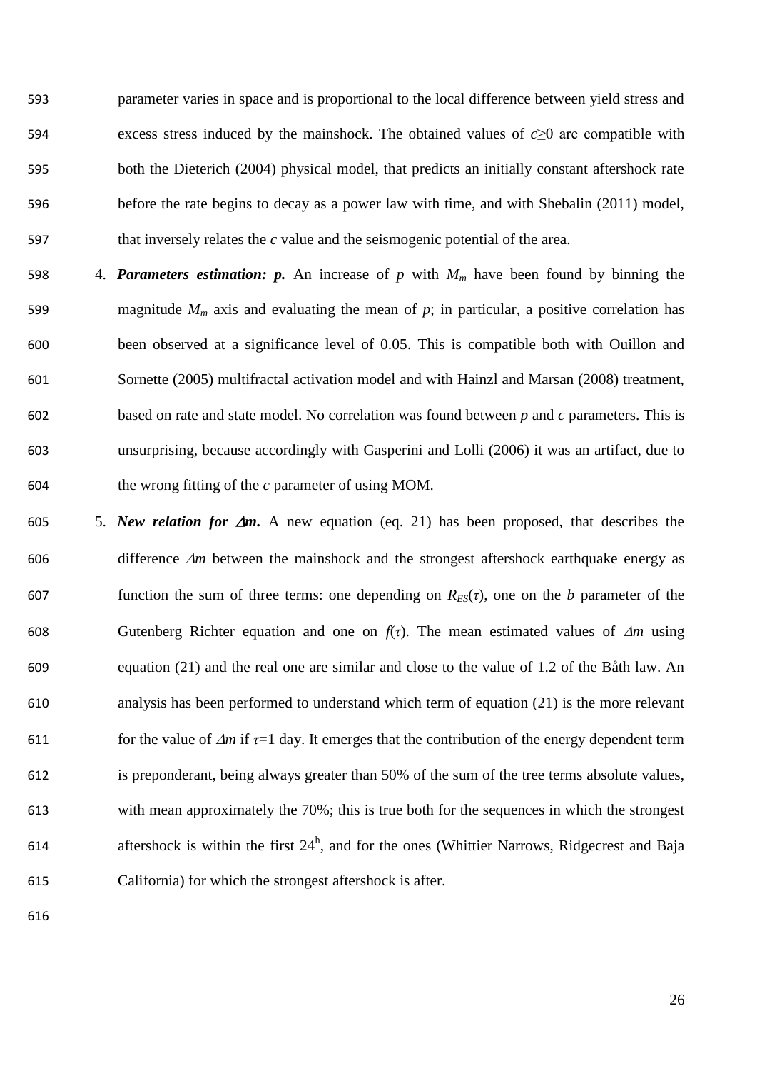parameter varies in space and is proportional to the local difference between yield stress and excess stress induced by the mainshock. The obtained values of $c \geq 0$ are compatible with both the Dieterich (2004) physical model, that predicts an initially constant aftershock rate before the rate begins to decay as a power law with time, and with Shebalin (2011) model, that inversely relates the $c$ value and the seismogenic potential of the area.

4. ***Parameters estimation: p.*** An increase of $p$ with $M_m$ have been found by binning the magnitude $M_m$ axis and evaluating the mean of $p$; in particular, a positive correlation has been observed at a significance level of 0.05. This is compatible both with Ouillon and Sornette (2005) multifractal activation model and with Hainzl and Marsan (2008) treatment, based on rate and state model. No correlation was found between $p$ and $c$ parameters. This is unsurprising, because accordingly with Gasperini and Lolli (2006) it was an artifact, due to the wrong fitting of the $c$ parameter of using MOM.

5. ***New relation for $\Delta m$.*** A new equation (eq. 21) has been proposed, that describes the difference $\Delta m$ between the mainshock and the strongest aftershock earthquake energy as function the sum of three terms: one depending on $R_{ES}(\tau)$, one on the $b$ parameter of the Gutenberg Richter equation and one on $f(\tau)$. The mean estimated values of $\Delta m$ using equation (21) and the real one are similar and close to the value of 1.2 of the Båth law. An analysis has been performed to understand which term of equation (21) is the more relevant for the value of $\Delta m$ if $\tau$=1 day. It emerges that the contribution of the energy dependent term is preponderant, being always greater than 50% of the sum of the tree terms absolute values, with mean approximately the 70%; this is true both for the sequences in which the strongest aftershock is within the first $24^{h}$, and for the ones (Whittier Narrows, Ridgecrest and Baja California) for which the strongest aftershock is after.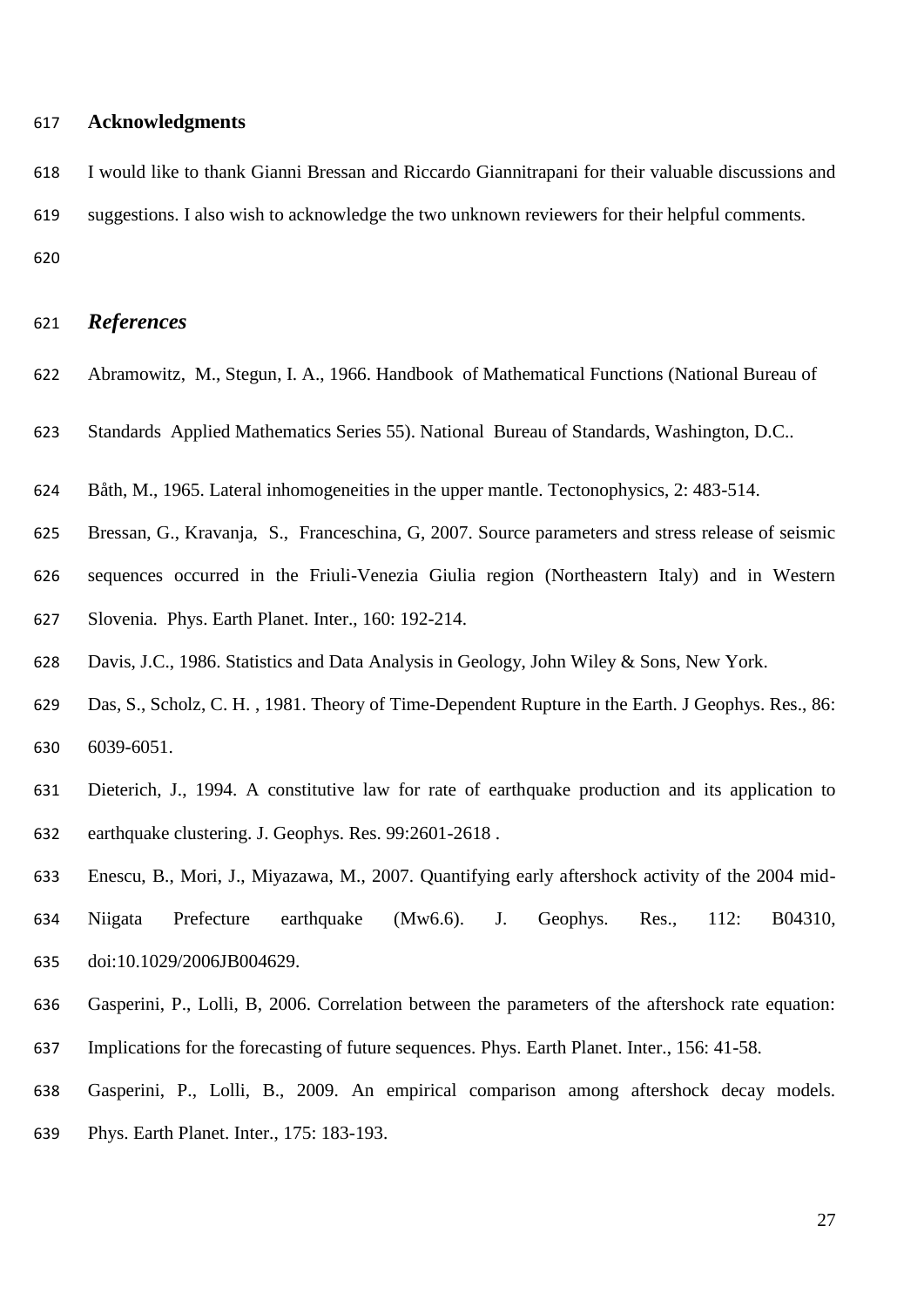## Acknowledgments

I would like to thank Gianni Bressan and Riccardo Giannitrapani for their valuable discussions and suggestions. I also wish to acknowledge the two unknown reviewers for their helpful comments.

## *References*

Abramowitz, M., Stegun, I. A., 1966. Handbook of Mathematical Functions (National Bureau of Standards Applied Mathematics Series 55). National Bureau of Standards, Washington, D.C..

Båth, M., 1965. Lateral inhomogeneities in the upper mantle. Tectonophysics, 2: 483-514.

Bressan, G., Kravanja, S., Franceschina, G, 2007. Source parameters and stress release of seismic sequences occurred in the Friuli-Venezia Giulia region (Northeastern Italy) and in Western Slovenia. Phys. Earth Planet. Inter., 160: 192-214.

Davis, J.C., 1986. Statistics and Data Analysis in Geology, John Wiley & Sons, New York.

Das, S., Scholz, C. H. , 1981. Theory of Time-Dependent Rupture in the Earth. J Geophys. Res., 86: 6039-6051.

Dieterich, J., 1994. A constitutive law for rate of earthquake production and its application to earthquake clustering. J. Geophys. Res. 99:2601-2618 .

Enescu, B., Mori, J., Miyazawa, M., 2007. Quantifying early aftershock activity of the 2004 mid-Niigata Prefecture earthquake (Mw6.6). J. Geophys. Res., 112: B04310, doi:10.1029/2006JB004629.

Gasperini, P., Lolli, B, 2006. Correlation between the parameters of the aftershock rate equation: Implications for the forecasting of future sequences. Phys. Earth Planet. Inter., 156: 41-58.

Gasperini, P., Lolli, B., 2009. An empirical comparison among aftershock decay models. Phys. Earth Planet. Inter., 175: 183-193.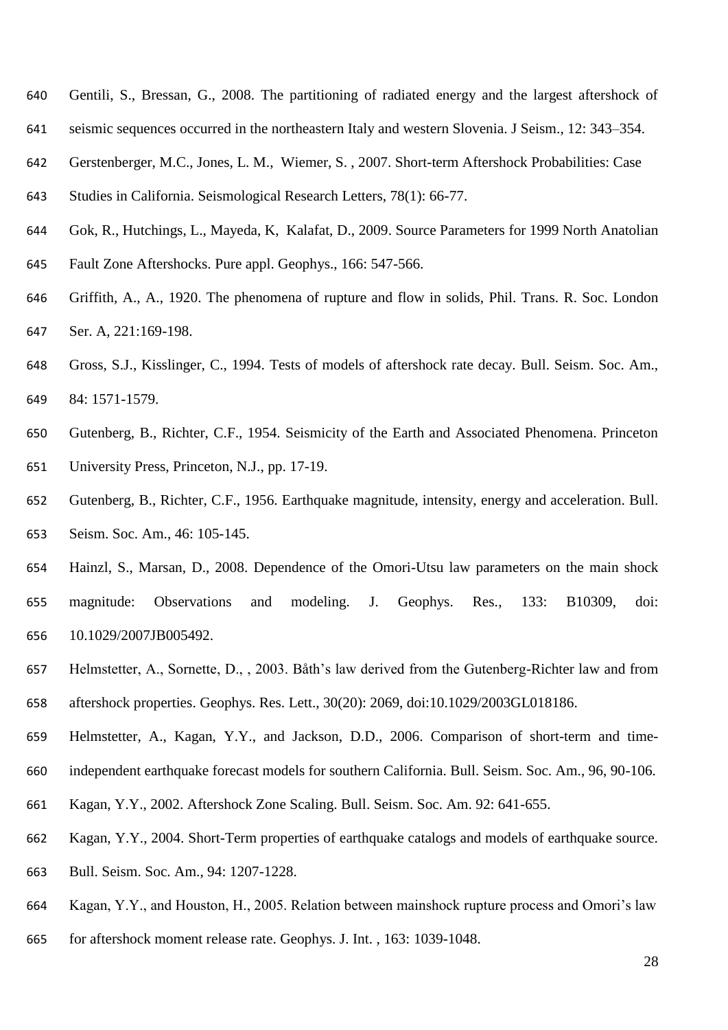Gentili, S., Bressan, G., 2008. The partitioning of radiated energy and the largest aftershock of seismic sequences occurred in the northeastern Italy and western Slovenia. J Seism., 12: 343–354.

Gerstenberger, M.C., Jones, L. M., Wiemer, S. , 2007. Short-term Aftershock Probabilities: Case Studies in California. Seismological Research Letters, 78(1): 66-77.

Gok, R., Hutchings, L., Mayeda, K, Kalafat, D., 2009. Source Parameters for 1999 North Anatolian Fault Zone Aftershocks. Pure appl. Geophys., 166: 547-566.

Griffith, A., A., 1920. The phenomena of rupture and flow in solids, Phil. Trans. R. Soc. London Ser. A, 221:169-198.

Gross, S.J., Kisslinger, C., 1994. Tests of models of aftershock rate decay. Bull. Seism. Soc. Am., 84: 1571-1579.

Gutenberg, B., Richter, C.F., 1954. Seismicity of the Earth and Associated Phenomena. Princeton University Press, Princeton, N.J., pp. 17-19.

Gutenberg, B., Richter, C.F., 1956. Earthquake magnitude, intensity, energy and acceleration. Bull. Seism. Soc. Am., 46: 105-145.

Hainzl, S., Marsan, D., 2008. Dependence of the Omori-Utsu law parameters on the main shock magnitude: Observations and modeling. J. Geophys. Res., 133: B10309, doi: 10.1029/2007JB005492.

Helmstetter, A., Sornette, D., , 2003. Båth's law derived from the Gutenberg-Richter law and from aftershock properties. Geophys. Res. Lett., 30(20): 2069, doi:10.1029/2003GL018186.

Helmstetter, A., Kagan, Y.Y., and Jackson, D.D., 2006. Comparison of short-term and time-independent earthquake forecast models for southern California. Bull. Seism. Soc. Am., 96, 90-106.

Kagan, Y.Y., 2002. Aftershock Zone Scaling. Bull. Seism. Soc. Am. 92: 641-655.

Kagan, Y.Y., 2004. Short-Term properties of earthquake catalogs and models of earthquake source. Bull. Seism. Soc. Am., 94: 1207-1228.

Kagan, Y.Y., and Houston, H., 2005. Relation between mainshock rupture process and Omori's law for aftershock moment release rate. Geophys. J. Int. , 163: 1039-1048.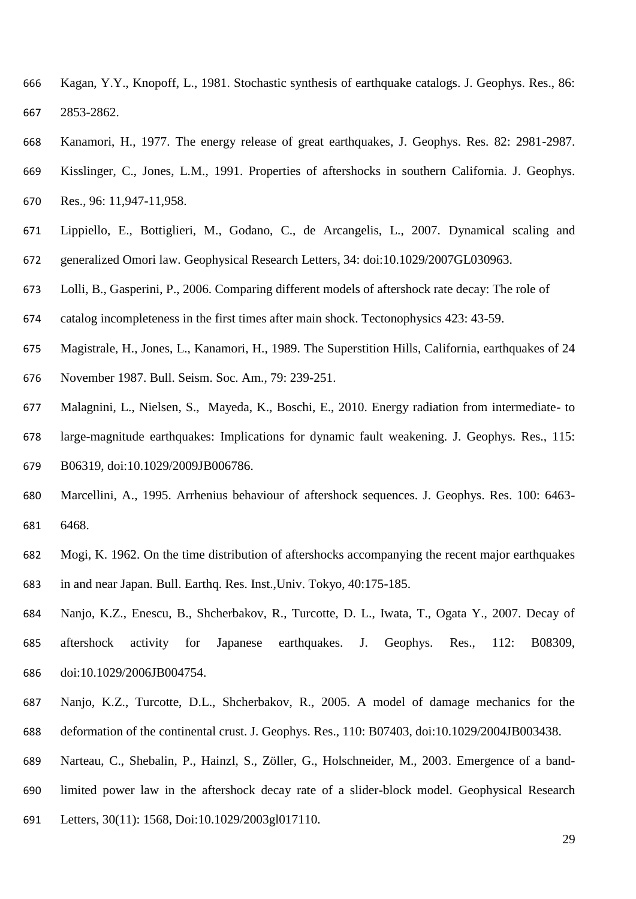Kagan, Y.Y., Knopoff, L., 1981. Stochastic synthesis of earthquake catalogs. J. Geophys. Res., 86: 2853-2862.

Kanamori, H., 1977. The energy release of great earthquakes, J. Geophys. Res. 82: 2981-2987.

Kisslinger, C., Jones, L.M., 1991. Properties of aftershocks in southern California. J. Geophys. Res., 96: 11,947-11,958.

Lippiello, E., Bottiglieri, M., Godano, C., de Arcangelis, L., 2007. Dynamical scaling and generalized Omori law. Geophysical Research Letters, 34: doi:10.1029/2007GL030963.

Lolli, B., Gasperini, P., 2006. Comparing different models of aftershock rate decay: The role of catalog incompleteness in the first times after main shock. Tectonophysics 423: 43-59.

Magistrale, H., Jones, L., Kanamori, H., 1989. The Superstition Hills, California, earthquakes of 24 November 1987. Bull. Seism. Soc. Am., 79: 239-251.

Malagnini, L., Nielsen, S., Mayeda, K., Boschi, E., 2010. Energy radiation from intermediate- to large-magnitude earthquakes: Implications for dynamic fault weakening. J. Geophys. Res., 115: B06319, doi:10.1029/2009JB006786.

Marcellini, A., 1995. Arrhenius behaviour of aftershock sequences. J. Geophys. Res. 100: 6463-6468.

Mogi, K. 1962. On the time distribution of aftershocks accompanying the recent major earthquakes in and near Japan. Bull. Earthq. Res. Inst.,Univ. Tokyo, 40:175-185.

Nanjo, K.Z., Enescu, B., Shcherbakov, R., Turcotte, D. L., Iwata, T., Ogata Y., 2007. Decay of aftershock activity for Japanese earthquakes. J. Geophys. Res., 112: B08309, doi:10.1029/2006JB004754.

Nanjo, K.Z., Turcotte, D.L., Shcherbakov, R., 2005. A model of damage mechanics for the deformation of the continental crust. J. Geophys. Res., 110: B07403, doi:10.1029/2004JB003438.

Narteau, C., Shebalin, P., Hainzl, S., Zöller, G., Holschneider, M., 2003. Emergence of a band-limited power law in the aftershock decay rate of a slider-block model. Geophysical Research Letters, 30(11): 1568, Doi:10.1029/2003gl017110.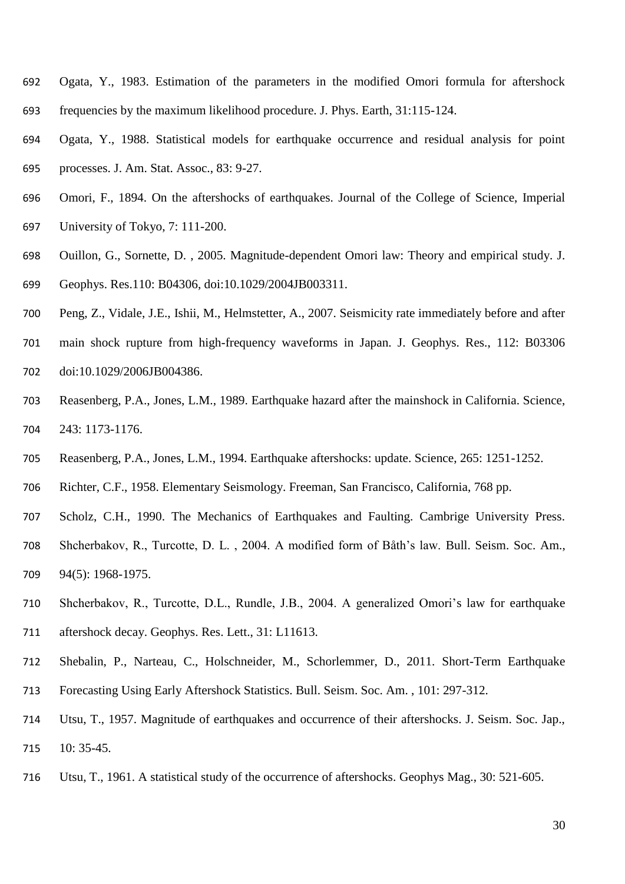Ogata, Y., 1983. Estimation of the parameters in the modified Omori formula for aftershock frequencies by the maximum likelihood procedure. J. Phys. Earth, 31:115-124.

Ogata, Y., 1988. Statistical models for earthquake occurrence and residual analysis for point processes. J. Am. Stat. Assoc., 83: 9-27.

Omori, F., 1894. On the aftershocks of earthquakes. Journal of the College of Science, Imperial University of Tokyo, 7: 111-200.

Ouillon, G., Sornette, D. , 2005. Magnitude-dependent Omori law: Theory and empirical study. J. Geophys. Res.110: B04306, doi:10.1029/2004JB003311.

Peng, Z., Vidale, J.E., Ishii, M., Helmstetter, A., 2007. Seismicity rate immediately before and after main shock rupture from high-frequency waveforms in Japan. J. Geophys. Res., 112: B03306 doi:10.1029/2006JB004386.

Reasenberg, P.A., Jones, L.M., 1989. Earthquake hazard after the mainshock in California. Science, 243: 1173-1176.

Reasenberg, P.A., Jones, L.M., 1994. Earthquake aftershocks: update. Science, 265: 1251-1252.

Richter, C.F., 1958. Elementary Seismology. Freeman, San Francisco, California, 768 pp.

Scholz, C.H., 1990. The Mechanics of Earthquakes and Faulting. Cambrige University Press.

Shcherbakov, R., Turcotte, D. L. , 2004. A modified form of Båth's law. Bull. Seism. Soc. Am., 94(5): 1968-1975.

Shcherbakov, R., Turcotte, D.L., Rundle, J.B., 2004. A generalized Omori's law for earthquake aftershock decay. Geophys. Res. Lett., 31: L11613.

Shebalin, P., Narteau, C., Holschneider, M., Schorlemmer, D., 2011. Short-Term Earthquake Forecasting Using Early Aftershock Statistics. Bull. Seism. Soc. Am. , 101: 297-312.

Utsu, T., 1957. Magnitude of earthquakes and occurrence of their aftershocks. J. Seism. Soc. Jap., 10: 35-45.

Utsu, T., 1961. A statistical study of the occurrence of aftershocks. Geophys Mag., 30: 521-605.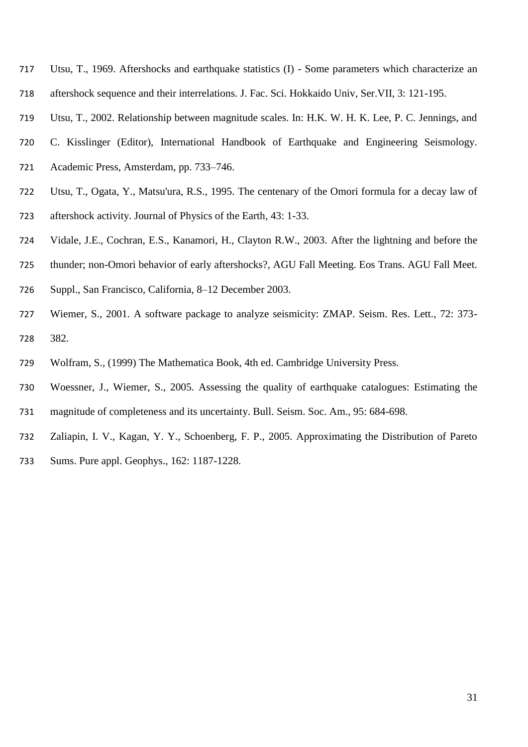Utsu, T., 1969. Aftershocks and earthquake statistics (I) - Some parameters which characterize an aftershock sequence and their interrelations. J. Fac. Sci. Hokkaido Univ, Ser.VII, 3: 121-195.

Utsu, T., 2002. Relationship between magnitude scales. In: H.K. W. H. K. Lee, P. C. Jennings, and C. Kisslinger (Editor), International Handbook of Earthquake and Engineering Seismology. Academic Press, Amsterdam, pp. 733–746.

Utsu, T., Ogata, Y., Matsu'ura, R.S., 1995. The centenary of the Omori formula for a decay law of aftershock activity. Journal of Physics of the Earth, 43: 1-33.

Vidale, J.E., Cochran, E.S., Kanamori, H., Clayton R.W., 2003. After the lightning and before the thunder; non-Omori behavior of early aftershocks?, AGU Fall Meeting. Eos Trans. AGU Fall Meet. Suppl., San Francisco, California, 8–12 December 2003.

Wiemer, S., 2001. A software package to analyze seismicity: ZMAP. Seism. Res. Lett., 72: 373-382.

Wolfram, S., (1999) The Mathematica Book, 4th ed. Cambridge University Press.

Woessner, J., Wiemer, S., 2005. Assessing the quality of earthquake catalogues: Estimating the magnitude of completeness and its uncertainty. Bull. Seism. Soc. Am., 95: 684-698.

Zaliapin, I. V., Kagan, Y. Y., Schoenberg, F. P., 2005. Approximating the Distribution of Pareto Sums. Pure appl. Geophys., 162: 1187-1228.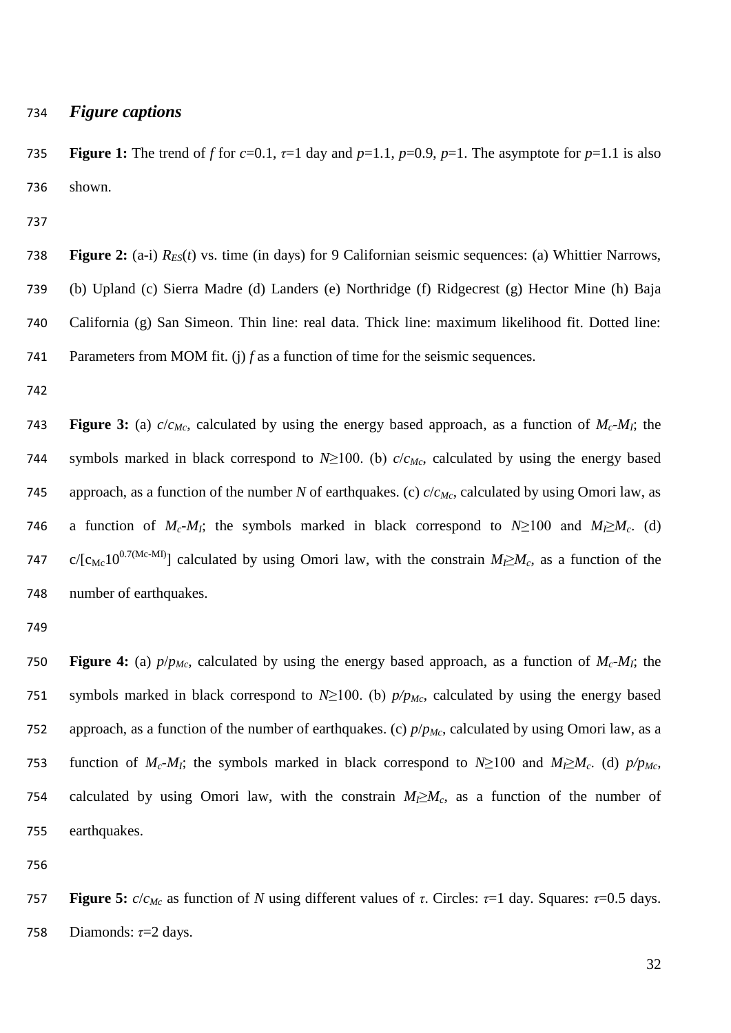## *Figure captions*

**Figure 1:** The trend of *f* for $c$=0.1, $\tau$=1 day and $p$=1.1, $p$=0.9, $p$=1. The asymptote for $p$=1.1 is also shown.

**Figure 2:** (a-i) $R_{ES}(t)$ vs. time (in days) for 9 Californian seismic sequences: (a) Whittier Narrows, (b) Upland (c) Sierra Madre (d) Landers (e) Northridge (f) Ridgecrest (g) Hector Mine (h) Baja California (g) San Simeon. Thin line: real data. Thick line: maximum likelihood fit. Dotted line: Parameters from MOM fit. (j) *f* as a function of time for the seismic sequences.

**Figure 3:** (a) $c/c_{Mc}$, calculated by using the energy based approach, as a function of $M_c$-$M_l$; the symbols marked in black correspond to $N\geq100$. (b) $c/c_{Mc}$, calculated by using the energy based approach, as a function of the number *N* of earthquakes. (c) $c/c_{Mc}$, calculated by using Omori law, as a function of $M_c$-$M_l$; the symbols marked in black correspond to $N\geq100$ and $M_l\geq M_c$. (d) $c/[c_{Mc}10^{0.7(Mc\text{-}Ml)}]$ calculated by using Omori law, with the constrain $M_l\geq M_c$, as a function of the number of earthquakes.

**Figure 4:** (a) $p/p_{Mc}$, calculated by using the energy based approach, as a function of $M_c$-$M_l$; the symbols marked in black correspond to $N\geq100$. (b) $p/p_{Mc}$, calculated by using the energy based approach, as a function of the number of earthquakes. (c) $p/p_{Mc}$, calculated by using Omori law, as a function of $M_c$-$M_l$; the symbols marked in black correspond to $N\geq100$ and $M_l\geq M_c$. (d) $p/p_{Mc}$, calculated by using Omori law, with the constrain $M_l\geq M_c$, as a function of the number of earthquakes.

**Figure 5:** $c/c_{Mc}$ as function of *N* using different values of $\tau$. Circles: $\tau$=1 day. Squares: $\tau$=0.5 days. Diamonds: $\tau$=2 days.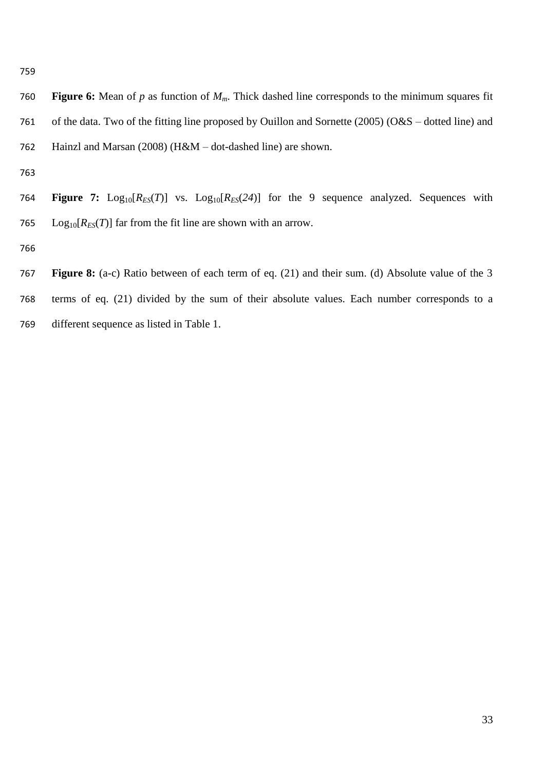**Figure 6:** Mean of $p$ as function of $M_m$. Thick dashed line corresponds to the minimum squares fit of the data. Two of the fitting line proposed by Ouillon and Sornette (2005) (O&S – dotted line) and Hainzl and Marsan (2008) (H&M – dot-dashed line) are shown.

**Figure 7:** $\text{Log}_{10}[R_{ES}(T)]$ vs. $\text{Log}_{10}[R_{ES}(24)]$ for the 9 sequence analyzed. Sequences with $\text{Log}_{10}[R_{ES}(T)]$ far from the fit line are shown with an arrow.

**Figure 8:** (a-c) Ratio between of each term of eq. (21) and their sum. (d) Absolute value of the 3 terms of eq. (21) divided by the sum of their absolute values. Each number corresponds to a different sequence as listed in Table 1.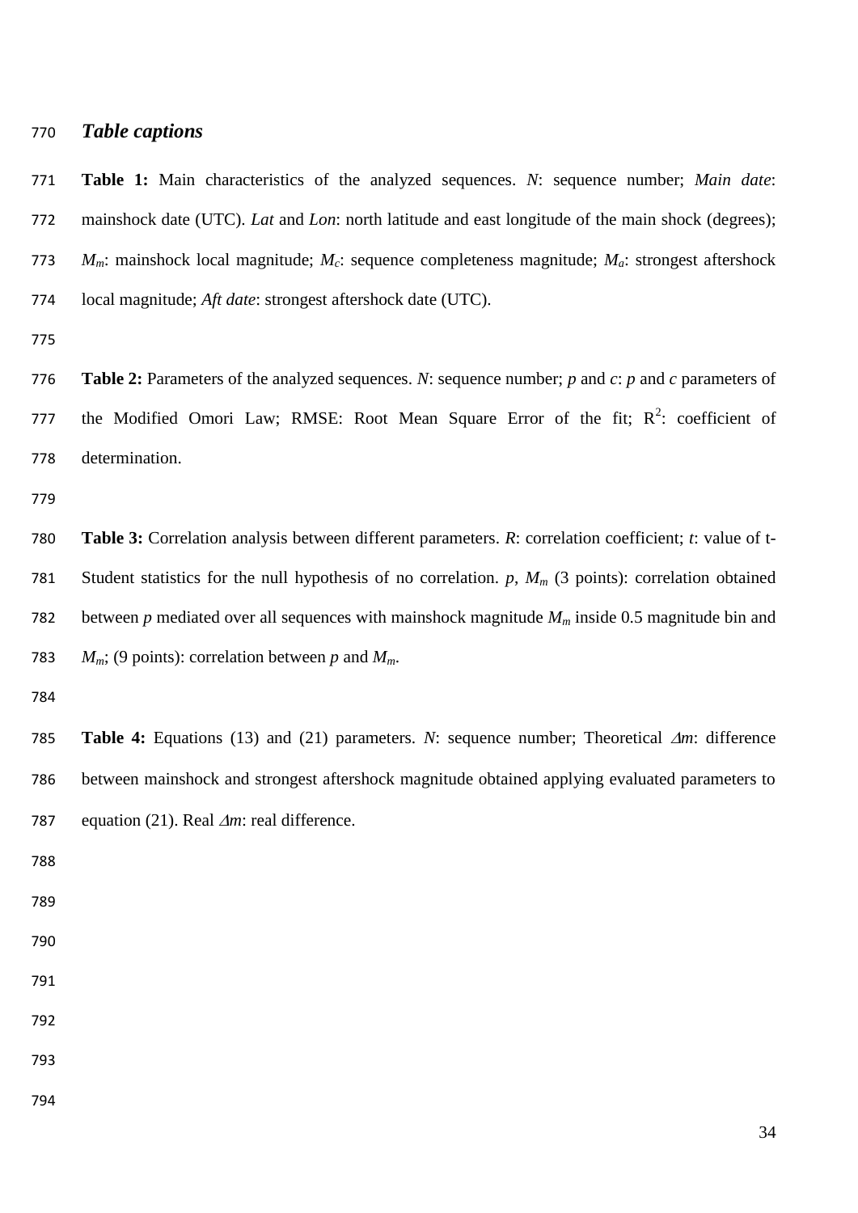## *Table captions*

**Table 1:** Main characteristics of the analyzed sequences. *N*: sequence number; *Main date*: mainshock date (UTC). *Lat* and *Lon*: north latitude and east longitude of the main shock (degrees); $M_m$: mainshock local magnitude; $M_c$: sequence completeness magnitude; $M_a$: strongest aftershock local magnitude; *Aft date*: strongest aftershock date (UTC).

**Table 2:** Parameters of the analyzed sequences. *N*: sequence number; *p* and *c*: *p* and *c* parameters of the Modified Omori Law; RMSE: Root Mean Square Error of the fit; $R^2$: coefficient of determination.

**Table 3:** Correlation analysis between different parameters. *R*: correlation coefficient; *t*: value of t-Student statistics for the null hypothesis of no correlation. *p*, $M_m$ (3 points): correlation obtained between *p* mediated over all sequences with mainshock magnitude $M_m$ inside 0.5 magnitude bin and $M_m$; (9 points): correlation between *p* and $M_m$.

**Table 4:** Equations (13) and (21) parameters. *N*: sequence number; Theoretical $\Delta m$: difference between mainshock and strongest aftershock magnitude obtained applying evaluated parameters to equation (21). Real $\Delta m$: real difference.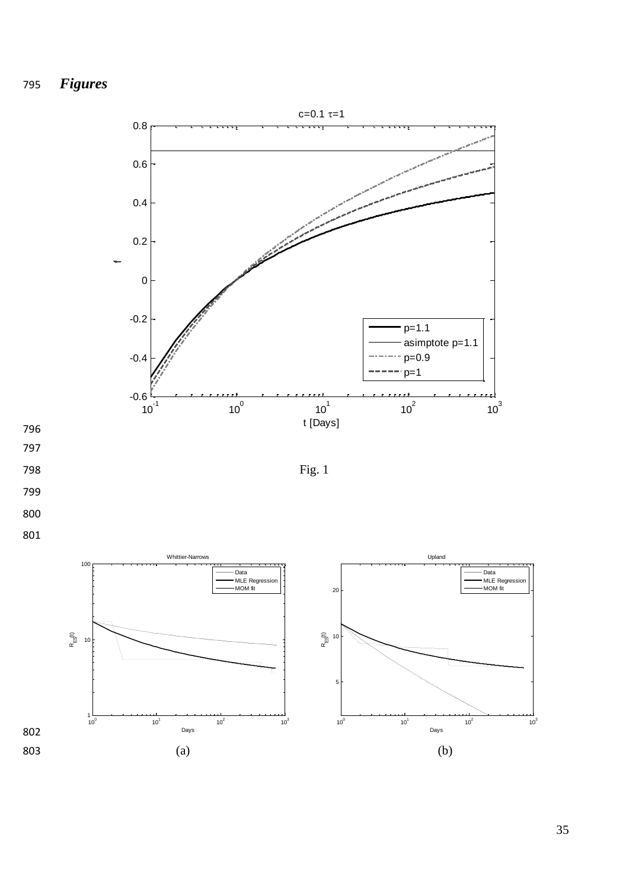## *Figures*

Fig. 1

(a)

(b)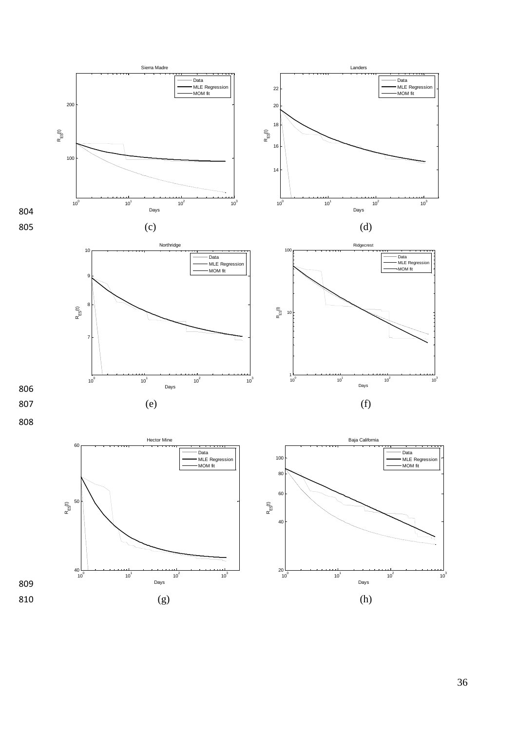804

805 (c) (d)

806

807 (e) (f)

808

809

810 (g) (h)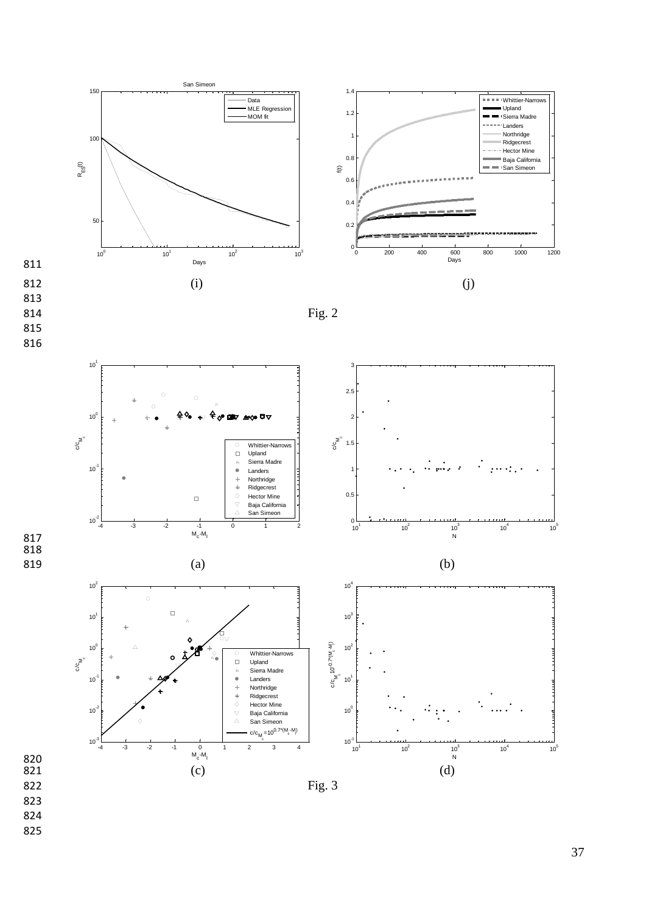(i)

(j)

Fig. 2

(a)

(b)

(c)

(d)

Fig. 3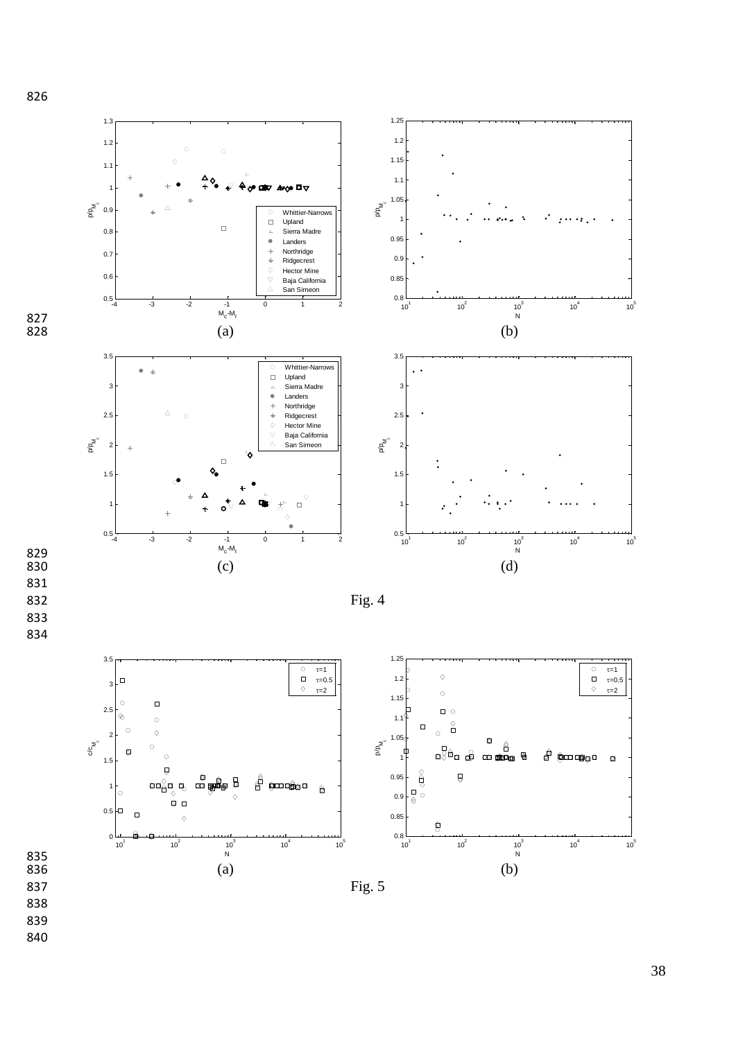(a) (b)

(c) (d)

Fig. 4

(a) (b)

Fig. 5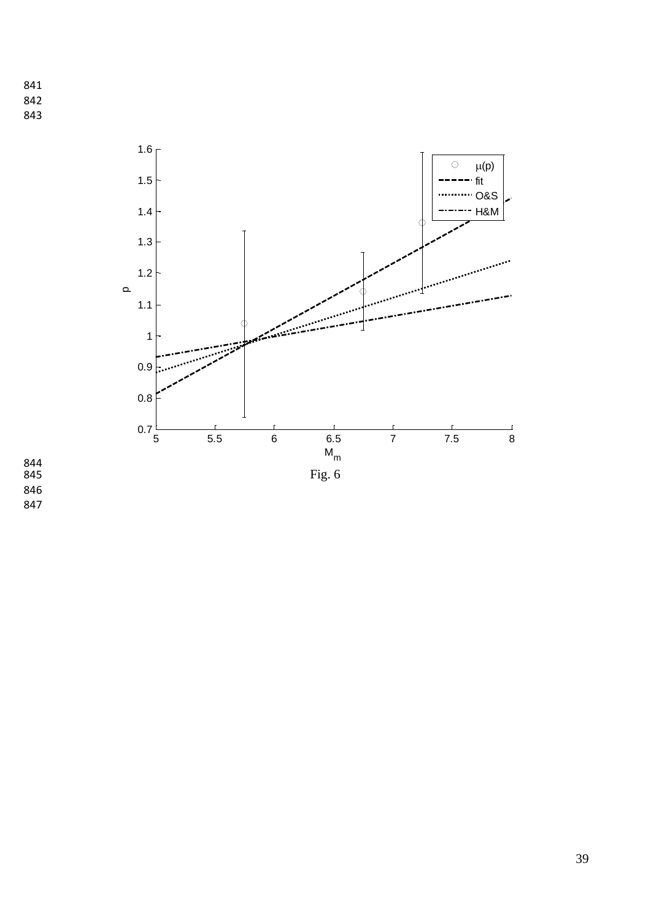Fig. 6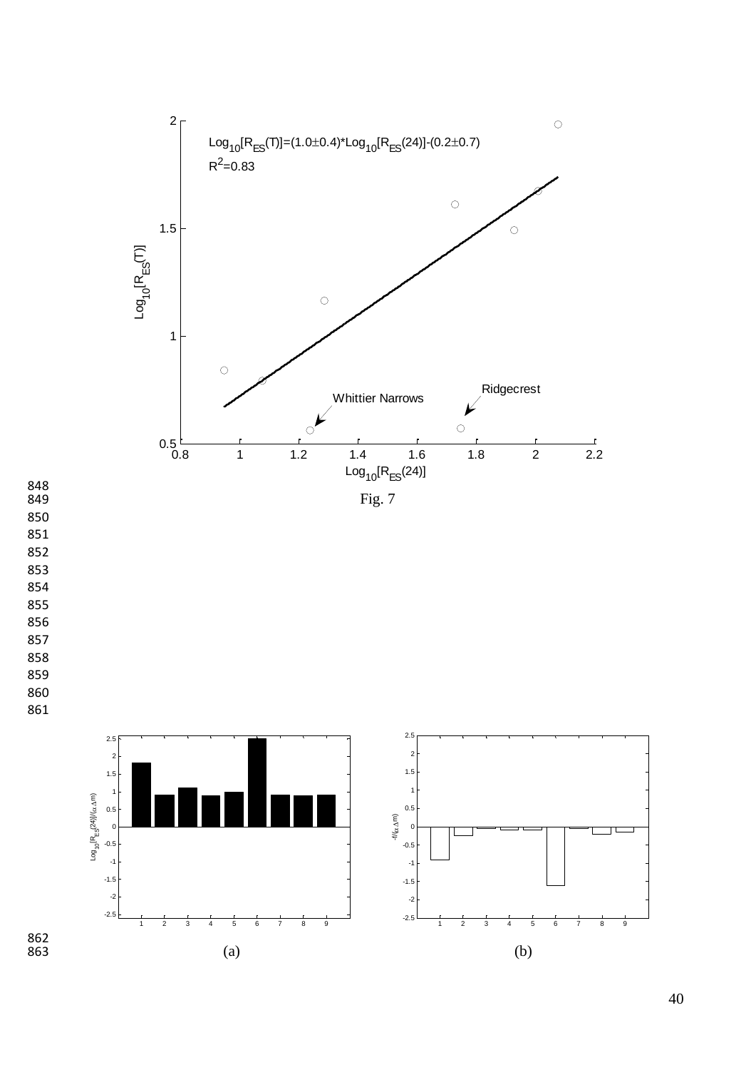Log$_{10}$[R$_{ES}$(T)]=(1.0±0.4)*Log$_{10}$[R$_{ES}$(24)]-(0.2±0.7)

$R^2$=0.83

Whittier Narrows

Ridgecrest

Log$_{10}$[R$_{ES}$(T)]

Log$_{10}$[R$_{ES}$(24)]

Fig. 7

(a)

(b)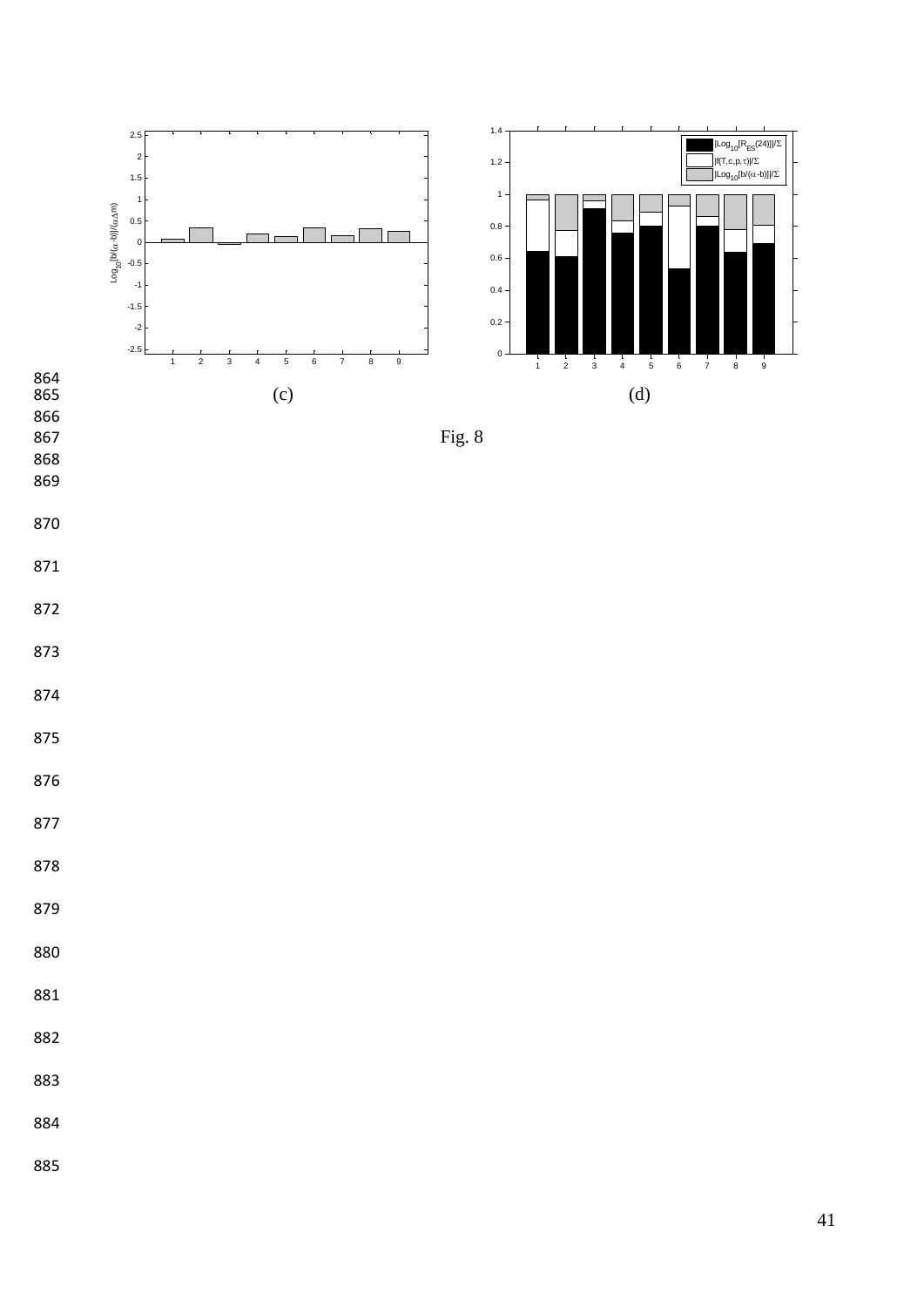(c)

(d)

Fig. 8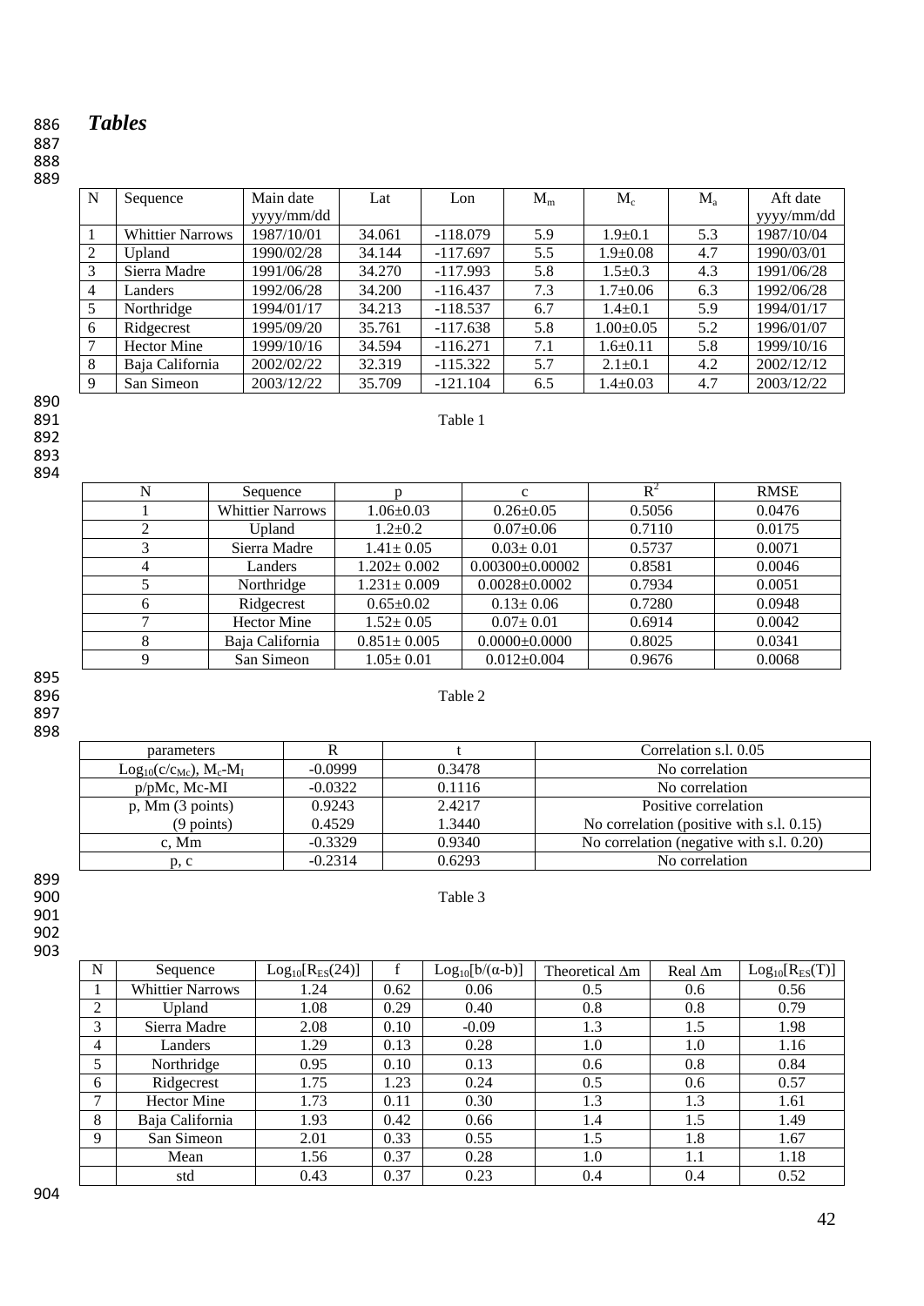# *Tables*

| N | Sequence | Main date yyyy/mm/dd | Lat | Lon | $M_m$ | $M_c$ | $M_a$ | Aft date yyyy/mm/dd |
|---|---|---|---|---|---|---|---|---|
| 1 | Whittier Narrows | 1987/10/01 | 34.061 | -118.079 | 5.9 | 1.9±0.1 | 5.3 | 1987/10/04 |
| 2 | Upland | 1990/02/28 | 34.144 | -117.697 | 5.5 | 1.9±0.08 | 4.7 | 1990/03/01 |
| 3 | Sierra Madre | 1991/06/28 | 34.270 | -117.993 | 5.8 | 1.5±0.3 | 4.3 | 1991/06/28 |
| 4 | Landers | 1992/06/28 | 34.200 | -116.437 | 7.3 | 1.7±0.06 | 6.3 | 1992/06/28 |
| 5 | Northridge | 1994/01/17 | 34.213 | -118.537 | 6.7 | 1.4±0.1 | 5.9 | 1994/01/17 |
| 6 | Ridgecrest | 1995/09/20 | 35.761 | -117.638 | 5.8 | 1.00±0.05 | 5.2 | 1996/01/07 |
| 7 | Hector Mine | 1999/10/16 | 34.594 | -116.271 | 7.1 | 1.6±0.11 | 5.8 | 1999/10/16 |
| 8 | Baja California | 2002/02/22 | 32.319 | -115.322 | 5.7 | 2.1±0.1 | 4.2 | 2002/12/12 |
| 9 | San Simeon | 2003/12/22 | 35.709 | -121.104 | 6.5 | 1.4±0.03 | 4.7 | 2003/12/22 |

Table 1

| N | Sequence | p | c | $R^2$ | RMSE |
|---|---|---|---|---|---|
| 1 | Whittier Narrows | 1.06±0.03 | 0.26±0.05 | 0.5056 | 0.0476 |
| 2 | Upland | 1.2±0.2 | 0.07±0.06 | 0.7110 | 0.0175 |
| 3 | Sierra Madre | 1.41± 0.05 | 0.03± 0.01 | 0.5737 | 0.0071 |
| 4 | Landers | 1.202± 0.002 | 0.00300±0.00002 | 0.8581 | 0.0046 |
| 5 | Northridge | 1.231± 0.009 | 0.0028±0.0002 | 0.7934 | 0.0051 |
| 6 | Ridgecrest | 0.65±0.02 | 0.13± 0.06 | 0.7280 | 0.0948 |
| 7 | Hector Mine | 1.52± 0.05 | 0.07± 0.01 | 0.6914 | 0.0042 |
| 8 | Baja California | 0.851± 0.005 | 0.0000±0.0000 | 0.8025 | 0.0341 |
| 9 | San Simeon | 1.05± 0.01 | 0.012±0.004 | 0.9676 | 0.0068 |

Table 2

| parameters | R | t | Correlation s.l. 0.05 |
|---|---|---|---|
| $Log_{10}(c/c_{Mc})$, $M_c$-$M_I$ | -0.0999 | 0.3478 | No correlation |
| p/pMc, Mc-MI | -0.0322 | 0.1116 | No correlation |
| p, Mm (3 points) | 0.9243 | 2.4217 | Positive correlation |
| (9 points) | 0.4529 | 1.3440 | No correlation (positive with s.l. 0.15) |
| c, Mm | -0.3329 | 0.9340 | No correlation (negative with s.l. 0.20) |
| p, c | -0.2314 | 0.6293 | No correlation |

Table 3

| N | Sequence | $Log_{10}[R_{ES}(24)]$ | f | $Log_{10}[b/(\alpha\text{-}b)]$ | Theoretical $\Delta m$ | Real $\Delta m$ | $Log_{10}[R_{ES}(T)]$ |
|---|---|---|---|---|---|---|---|
| 1 | Whittier Narrows | 1.24 | 0.62 | 0.06 | 0.5 | 0.6 | 0.56 |
| 2 | Upland | 1.08 | 0.29 | 0.40 | 0.8 | 0.8 | 0.79 |
| 3 | Sierra Madre | 2.08 | 0.10 | -0.09 | 1.3 | 1.5 | 1.98 |
| 4 | Landers | 1.29 | 0.13 | 0.28 | 1.0 | 1.0 | 1.16 |
| 5 | Northridge | 0.95 | 0.10 | 0.13 | 0.6 | 0.8 | 0.84 |
| 6 | Ridgecrest | 1.75 | 1.23 | 0.24 | 0.5 | 0.6 | 0.57 |
| 7 | Hector Mine | 1.73 | 0.11 | 0.30 | 1.3 | 1.3 | 1.61 |
| 8 | Baja California | 1.93 | 0.42 | 0.66 | 1.4 | 1.5 | 1.49 |
| 9 | San Simeon | 2.01 | 0.33 | 0.55 | 1.5 | 1.8 | 1.67 |
| | Mean | 1.56 | 0.37 | 0.28 | 1.0 | 1.1 | 1.18 |
| | std | 0.43 | 0.37 | 0.23 | 0.4 | 0.4 | 0.52 |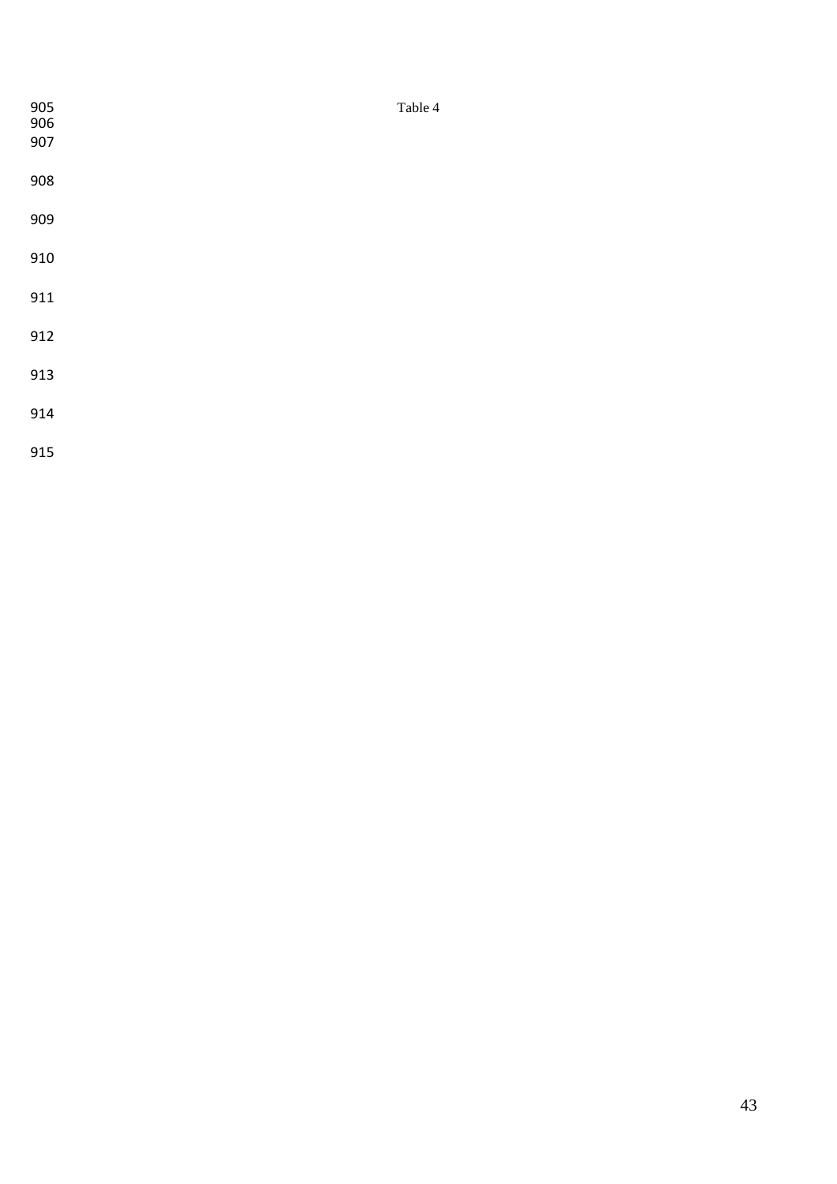Table 4